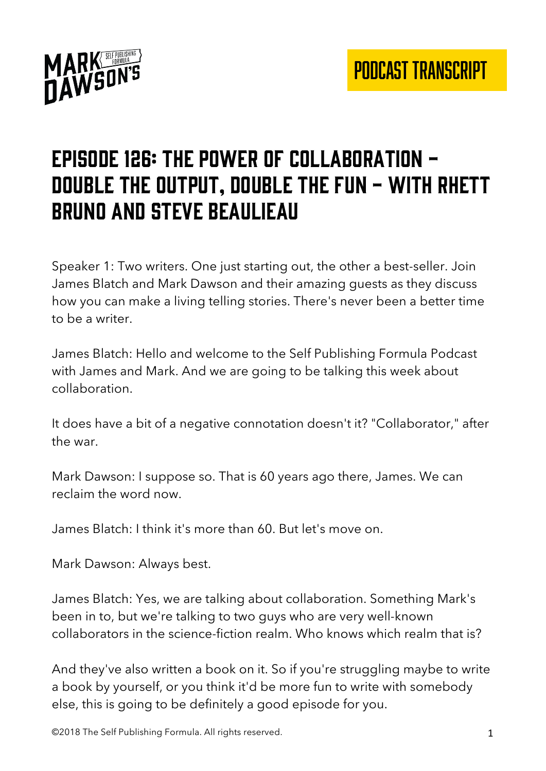# EPISODE 126: THE POWER OF COLLABORATION – DOUBLE THE OUTPUT, DOUBLE THE FUN – WITH RHETT BRUNO AND STEVE BEAULIEAU

Speaker 1: Two writers. One just starting out, the other a best-seller. Join James Blatch and Mark Dawson and their amazing guests as they discuss how you can make a living telling stories. There's never been a better time to be a writer.

James Blatch: Hello and welcome to the Self Publishing Formula Podcast with James and Mark. And we are going to be talking this week about collaboration.

It does have a bit of a negative connotation doesn't it? "Collaborator," after the war.

Mark Dawson: I suppose so. That is 60 years ago there, James. We can reclaim the word now.

James Blatch: I think it's more than 60. But let's move on.

Mark Dawson: Always best.

James Blatch: Yes, we are talking about collaboration. Something Mark's been in to, but we're talking to two guys who are very well-known collaborators in the science-fiction realm. Who knows which realm that is?

And they've also written a book on it. So if you're struggling maybe to write a book by yourself, or you think it'd be more fun to write with somebody else, this is going to be definitely a good episode for you.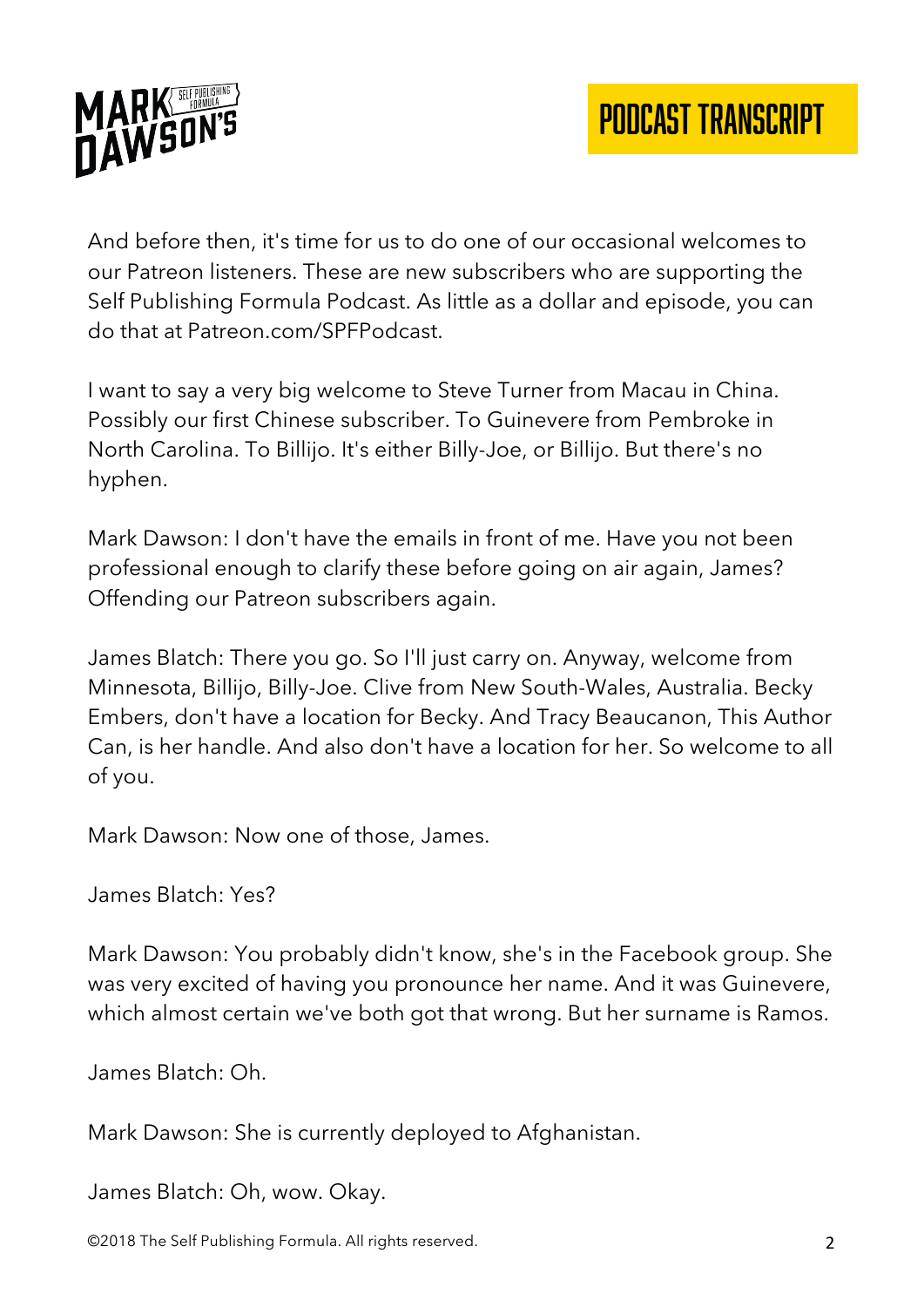And before then, it's time for us to do one of our occasional welcomes to our Patreon listeners. These are new subscribers who are supporting the Self Publishing Formula Podcast. As little as a dollar and episode, you can do that at Patreon.com/SPFPodcast.

I want to say a very big welcome to Steve Turner from Macau in China. Possibly our first Chinese subscriber. To Guinevere from Pembroke in North Carolina. To Billijo. It's either Billy-Joe, or Billijo. But there's no hyphen.

Mark Dawson: I don't have the emails in front of me. Have you not been professional enough to clarify these before going on air again, James? Offending our Patreon subscribers again.

James Blatch: There you go. So I'll just carry on. Anyway, welcome from Minnesota, Billijo, Billy-Joe. Clive from New South-Wales, Australia. Becky Embers, don't have a location for Becky. And Tracy Beaucanon, This Author Can, is her handle. And also don't have a location for her. So welcome to all of you.

Mark Dawson: Now one of those, James.

James Blatch: Yes?

Mark Dawson: You probably didn't know, she's in the Facebook group. She was very excited of having you pronounce her name. And it was Guinevere, which almost certain we've both got that wrong. But her surname is Ramos.

James Blatch: Oh.

Mark Dawson: She is currently deployed to Afghanistan.

James Blatch: Oh, wow. Okay.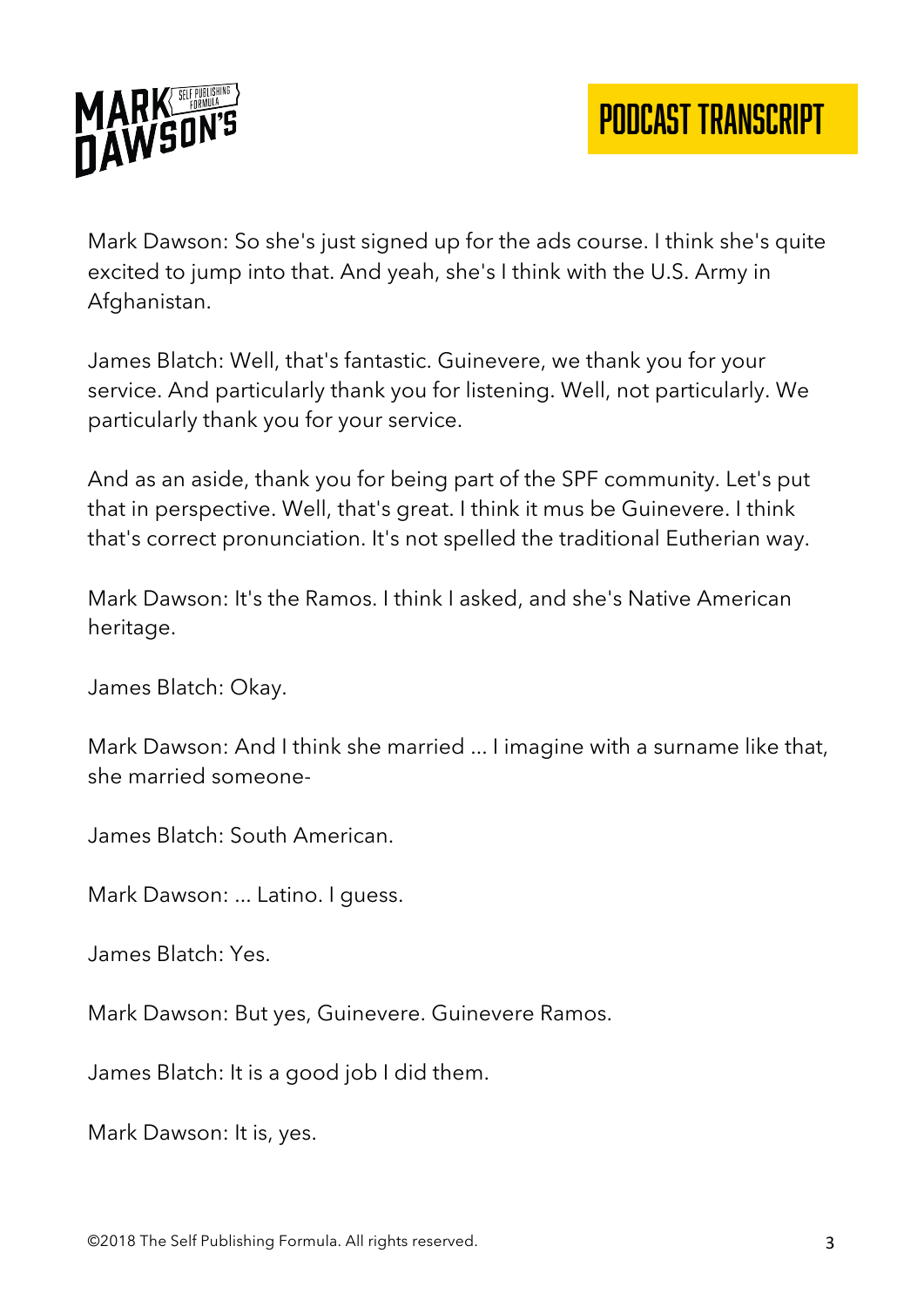Mark Dawson: So she's just signed up for the ads course. I think she's quite excited to jump into that. And yeah, she's I think with the U.S. Army in Afghanistan.

James Blatch: Well, that's fantastic. Guinevere, we thank you for your service. And particularly thank you for listening. Well, not particularly. We particularly thank you for your service.

And as an aside, thank you for being part of the SPF community. Let's put that in perspective. Well, that's great. I think it mus be Guinevere. I think that's correct pronunciation. It's not spelled the traditional Eutherian way.

Mark Dawson: It's the Ramos. I think I asked, and she's Native American heritage.

James Blatch: Okay.

Mark Dawson: And I think she married ... I imagine with a surname like that, she married someone-

James Blatch: South American.

Mark Dawson: ... Latino. I guess.

James Blatch: Yes.

Mark Dawson: But yes, Guinevere. Guinevere Ramos.

James Blatch: It is a good job I did them.

Mark Dawson: It is, yes.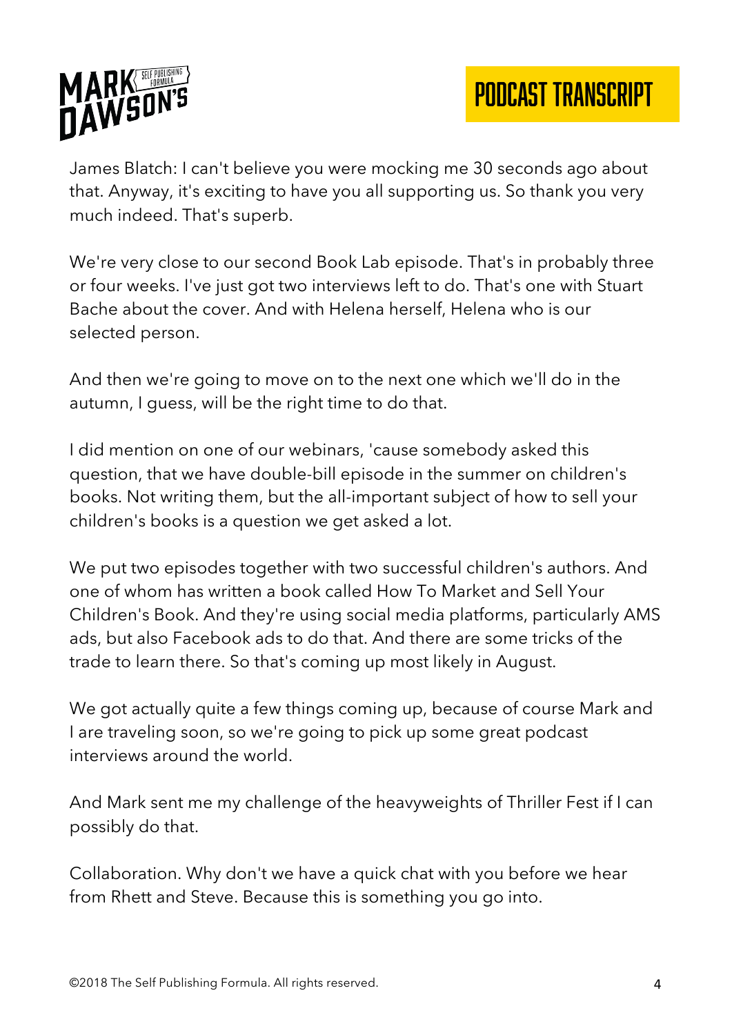James Blatch: I can't believe you were mocking me 30 seconds ago about that. Anyway, it's exciting to have you all supporting us. So thank you very much indeed. That's superb.

We're very close to our second Book Lab episode. That's in probably three or four weeks. I've just got two interviews left to do. That's one with Stuart Bache about the cover. And with Helena herself, Helena who is our selected person.

And then we're going to move on to the next one which we'll do in the autumn, I guess, will be the right time to do that.

I did mention on one of our webinars, 'cause somebody asked this question, that we have double-bill episode in the summer on children's books. Not writing them, but the all-important subject of how to sell your children's books is a question we get asked a lot.

We put two episodes together with two successful children's authors. And one of whom has written a book called How To Market and Sell Your Children's Book. And they're using social media platforms, particularly AMS ads, but also Facebook ads to do that. And there are some tricks of the trade to learn there. So that's coming up most likely in August.

We got actually quite a few things coming up, because of course Mark and I are traveling soon, so we're going to pick up some great podcast interviews around the world.

And Mark sent me my challenge of the heavyweights of Thriller Fest if I can possibly do that.

Collaboration. Why don't we have a quick chat with you before we hear from Rhett and Steve. Because this is something you go into.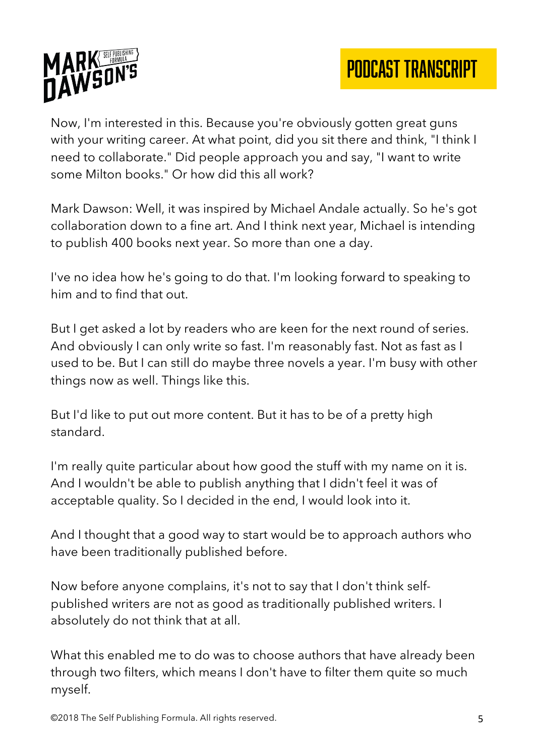Now, I'm interested in this. Because you're obviously gotten great guns with your writing career. At what point, did you sit there and think, "I think I need to collaborate." Did people approach you and say, "I want to write some Milton books." Or how did this all work?

Mark Dawson: Well, it was inspired by Michael Andale actually. So he's got collaboration down to a fine art. And I think next year, Michael is intending to publish 400 books next year. So more than one a day.

I've no idea how he's going to do that. I'm looking forward to speaking to him and to find that out.

But I get asked a lot by readers who are keen for the next round of series. And obviously I can only write so fast. I'm reasonably fast. Not as fast as I used to be. But I can still do maybe three novels a year. I'm busy with other things now as well. Things like this.

But I'd like to put out more content. But it has to be of a pretty high standard.

I'm really quite particular about how good the stuff with my name on it is. And I wouldn't be able to publish anything that I didn't feel it was of acceptable quality. So I decided in the end, I would look into it.

And I thought that a good way to start would be to approach authors who have been traditionally published before.

Now before anyone complains, it's not to say that I don't think self-published writers are not as good as traditionally published writers. I absolutely do not think that at all.

What this enabled me to do was to choose authors that have already been through two filters, which means I don't have to filter them quite so much myself.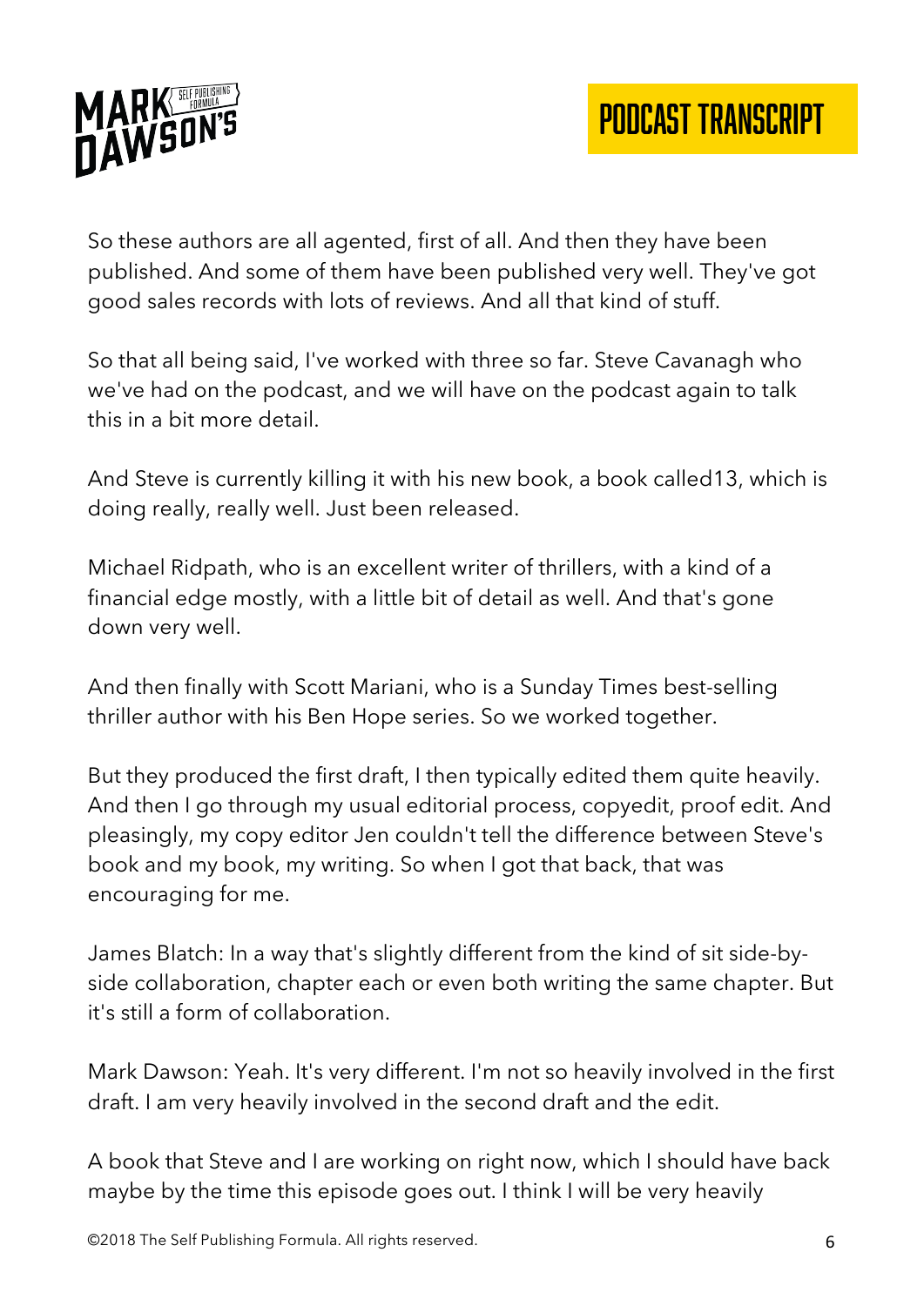So these authors are all agented, first of all. And then they have been published. And some of them have been published very well. They've got good sales records with lots of reviews. And all that kind of stuff.

So that all being said, I've worked with three so far. Steve Cavanagh who we've had on the podcast, and we will have on the podcast again to talk this in a bit more detail.

And Steve is currently killing it with his new book, a book called13, which is doing really, really well. Just been released.

Michael Ridpath, who is an excellent writer of thrillers, with a kind of a financial edge mostly, with a little bit of detail as well. And that's gone down very well.

And then finally with Scott Mariani, who is a Sunday Times best-selling thriller author with his Ben Hope series. So we worked together.

But they produced the first draft, I then typically edited them quite heavily. And then I go through my usual editorial process, copyedit, proof edit. And pleasingly, my copy editor Jen couldn't tell the difference between Steve's book and my book, my writing. So when I got that back, that was encouraging for me.

James Blatch: In a way that's slightly different from the kind of sit side-by-side collaboration, chapter each or even both writing the same chapter. But it's still a form of collaboration.

Mark Dawson: Yeah. It's very different. I'm not so heavily involved in the first draft. I am very heavily involved in the second draft and the edit.

A book that Steve and I are working on right now, which I should have back maybe by the time this episode goes out. I think I will be very heavily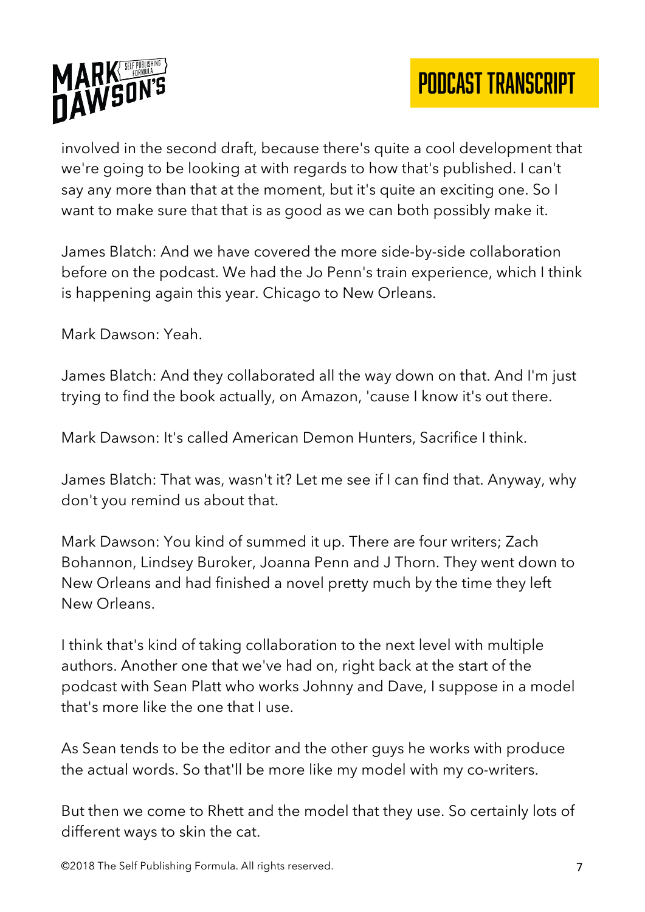involved in the second draft, because there's quite a cool development that we're going to be looking at with regards to how that's published. I can't say any more than that at the moment, but it's quite an exciting one. So I want to make sure that that is as good as we can both possibly make it.

James Blatch: And we have covered the more side-by-side collaboration before on the podcast. We had the Jo Penn's train experience, which I think is happening again this year. Chicago to New Orleans.

Mark Dawson: Yeah.

James Blatch: And they collaborated all the way down on that. And I'm just trying to find the book actually, on Amazon, 'cause I know it's out there.

Mark Dawson: It's called American Demon Hunters, Sacrifice I think.

James Blatch: That was, wasn't it? Let me see if I can find that. Anyway, why don't you remind us about that.

Mark Dawson: You kind of summed it up. There are four writers; Zach Bohannon, Lindsey Buroker, Joanna Penn and J Thorn. They went down to New Orleans and had finished a novel pretty much by the time they left New Orleans.

I think that's kind of taking collaboration to the next level with multiple authors. Another one that we've had on, right back at the start of the podcast with Sean Platt who works Johnny and Dave, I suppose in a model that's more like the one that I use.

As Sean tends to be the editor and the other guys he works with produce the actual words. So that'll be more like my model with my co-writers.

But then we come to Rhett and the model that they use. So certainly lots of different ways to skin the cat.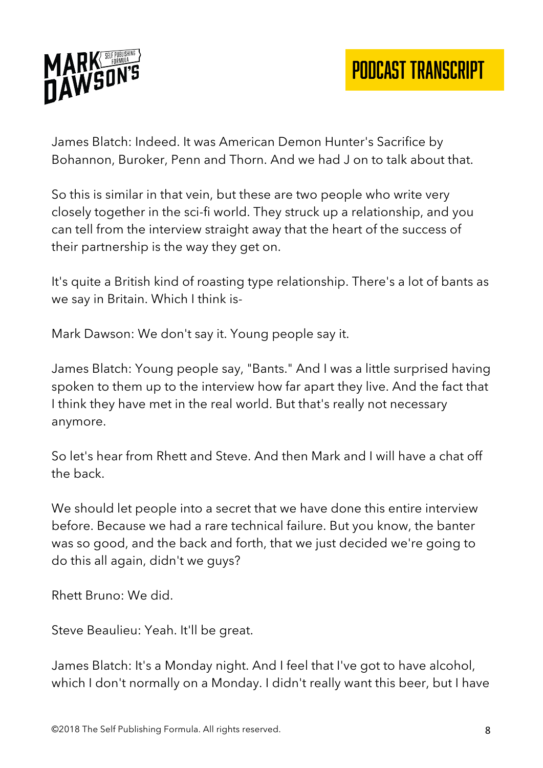James Blatch: Indeed. It was American Demon Hunter's Sacrifice by Bohannon, Buroker, Penn and Thorn. And we had J on to talk about that.

So this is similar in that vein, but these are two people who write very closely together in the sci-fi world. They struck up a relationship, and you can tell from the interview straight away that the heart of the success of their partnership is the way they get on.

It's quite a British kind of roasting type relationship. There's a lot of bants as we say in Britain. Which I think is-

Mark Dawson: We don't say it. Young people say it.

James Blatch: Young people say, "Bants." And I was a little surprised having spoken to them up to the interview how far apart they live. And the fact that I think they have met in the real world. But that's really not necessary anymore.

So let's hear from Rhett and Steve. And then Mark and I will have a chat off the back.

We should let people into a secret that we have done this entire interview before. Because we had a rare technical failure. But you know, the banter was so good, and the back and forth, that we just decided we're going to do this all again, didn't we guys?

Rhett Bruno: We did.

Steve Beaulieu: Yeah. It'll be great.

James Blatch: It's a Monday night. And I feel that I've got to have alcohol, which I don't normally on a Monday. I didn't really want this beer, but I have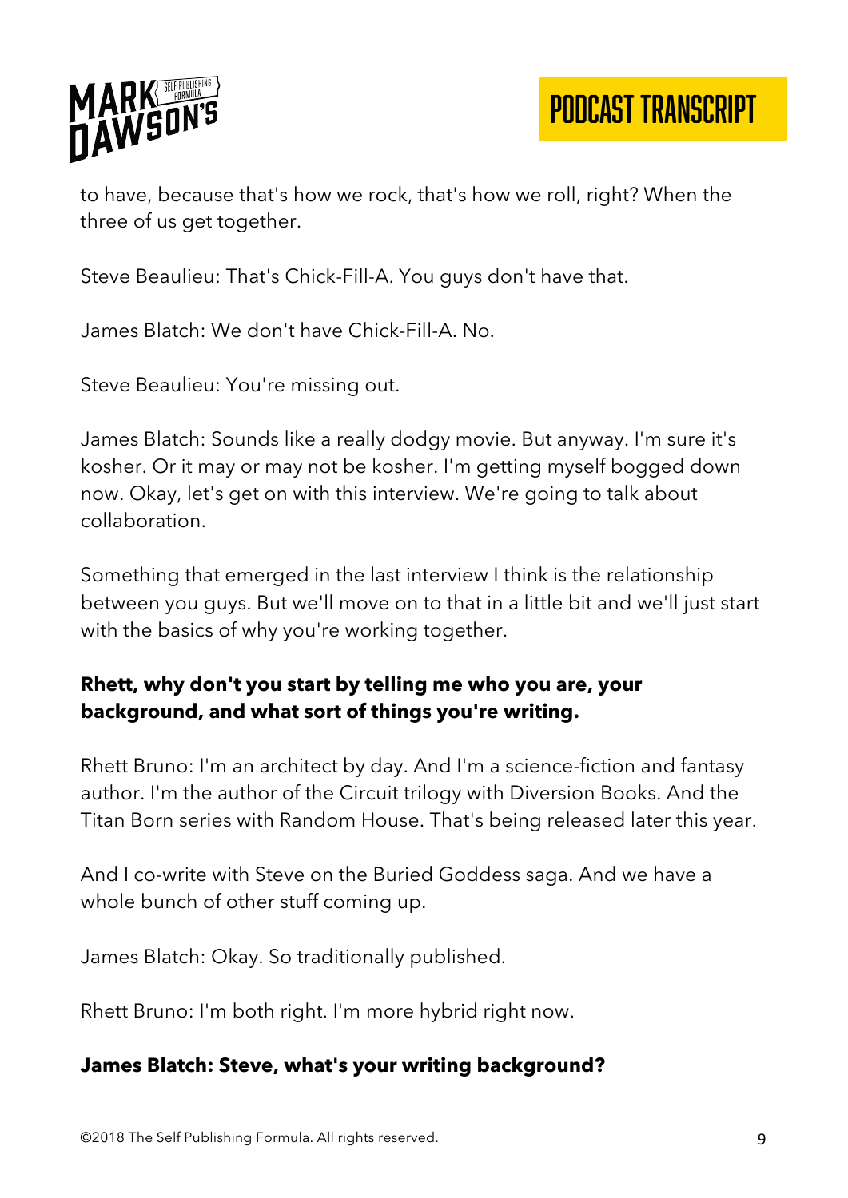to have, because that's how we rock, that's how we roll, right? When the three of us get together.

Steve Beaulieu: That's Chick-Fill-A. You guys don't have that.

James Blatch: We don't have Chick-Fill-A. No.

Steve Beaulieu: You're missing out.

James Blatch: Sounds like a really dodgy movie. But anyway. I'm sure it's kosher. Or it may or may not be kosher. I'm getting myself bogged down now. Okay, let's get on with this interview. We're going to talk about collaboration.

Something that emerged in the last interview I think is the relationship between you guys. But we'll move on to that in a little bit and we'll just start with the basics of why you're working together.

**Rhett, why don't you start by telling me who you are, your background, and what sort of things you're writing.**

Rhett Bruno: I'm an architect by day. And I'm a science-fiction and fantasy author. I'm the author of the Circuit trilogy with Diversion Books. And the Titan Born series with Random House. That's being released later this year.

And I co-write with Steve on the Buried Goddess saga. And we have a whole bunch of other stuff coming up.

James Blatch: Okay. So traditionally published.

Rhett Bruno: I'm both right. I'm more hybrid right now.

**James Blatch: Steve, what's your writing background?**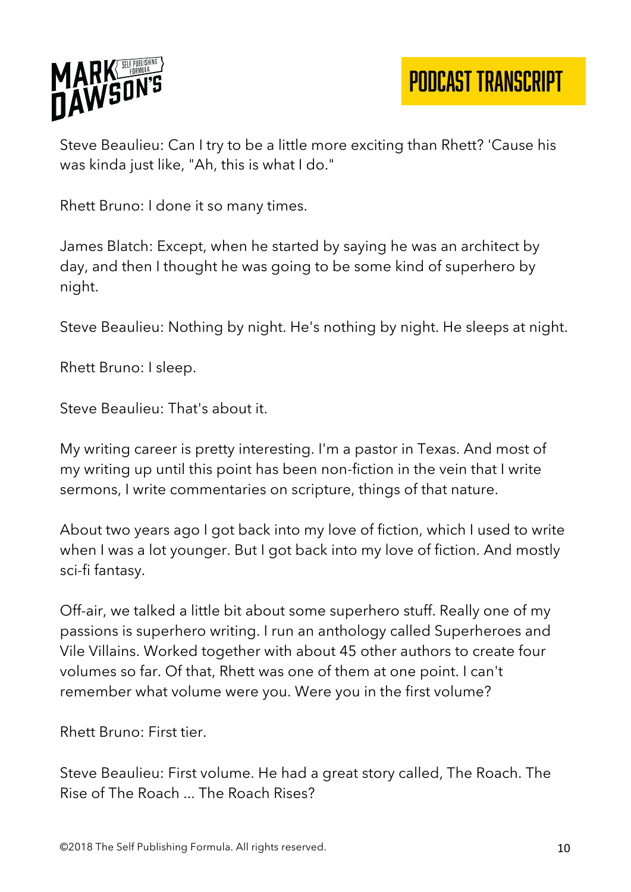Steve Beaulieu: Can I try to be a little more exciting than Rhett? 'Cause his was kinda just like, "Ah, this is what I do."

Rhett Bruno: I done it so many times.

James Blatch: Except, when he started by saying he was an architect by day, and then I thought he was going to be some kind of superhero by night.

Steve Beaulieu: Nothing by night. He's nothing by night. He sleeps at night.

Rhett Bruno: I sleep.

Steve Beaulieu: That's about it.

My writing career is pretty interesting. I'm a pastor in Texas. And most of my writing up until this point has been non-fiction in the vein that I write sermons, I write commentaries on scripture, things of that nature.

About two years ago I got back into my love of fiction, which I used to write when I was a lot younger. But I got back into my love of fiction. And mostly sci-fi fantasy.

Off-air, we talked a little bit about some superhero stuff. Really one of my passions is superhero writing. I run an anthology called Superheroes and Vile Villains. Worked together with about 45 other authors to create four volumes so far. Of that, Rhett was one of them at one point. I can't remember what volume were you. Were you in the first volume?

Rhett Bruno: First tier.

Steve Beaulieu: First volume. He had a great story called, The Roach. The Rise of The Roach ... The Roach Rises?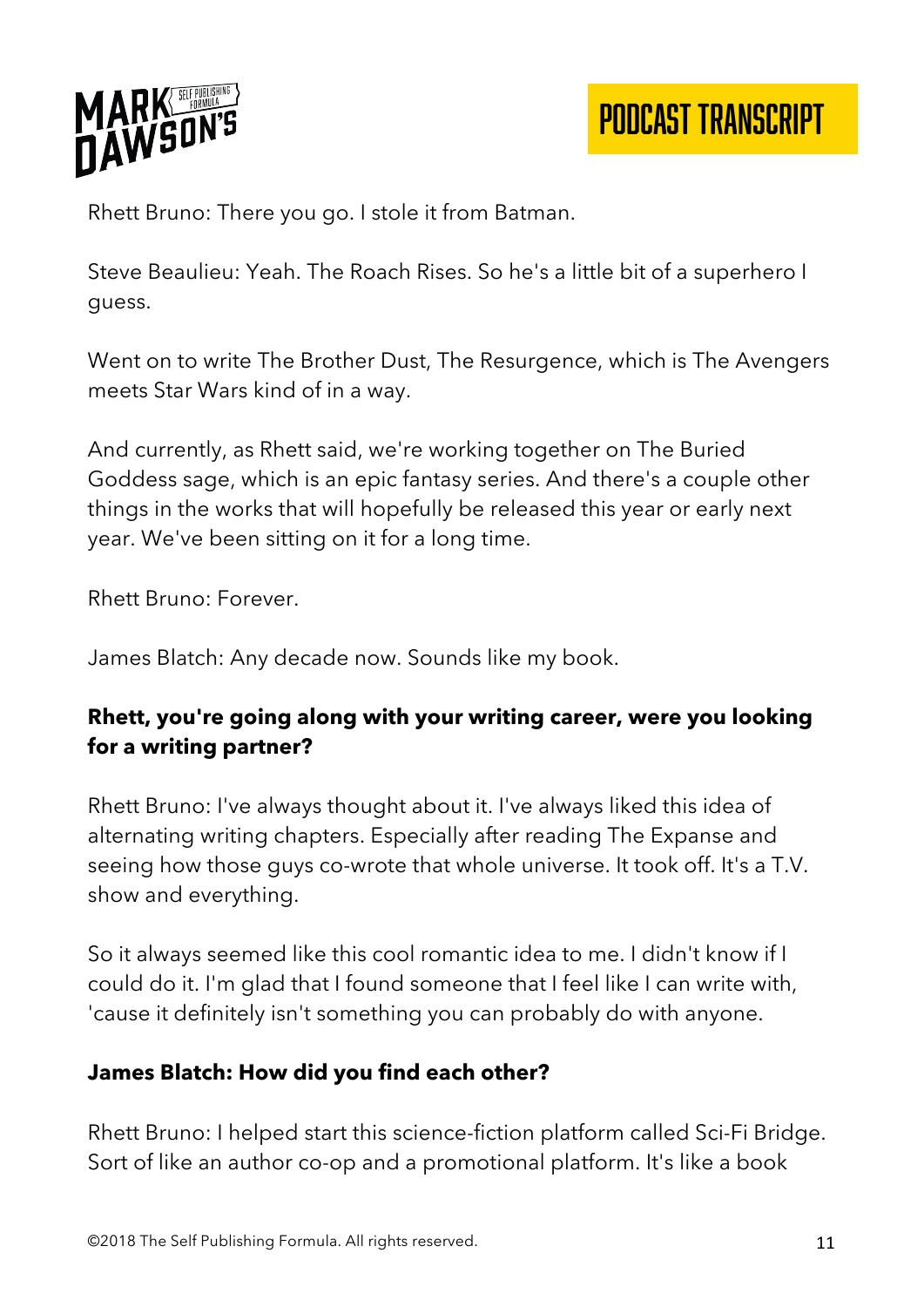Rhett Bruno: There you go. I stole it from Batman.

Steve Beaulieu: Yeah. The Roach Rises. So he's a little bit of a superhero I guess.

Went on to write The Brother Dust, The Resurgence, which is The Avengers meets Star Wars kind of in a way.

And currently, as Rhett said, we're working together on The Buried Goddess sage, which is an epic fantasy series. And there's a couple other things in the works that will hopefully be released this year or early next year. We've been sitting on it for a long time.

Rhett Bruno: Forever.

James Blatch: Any decade now. Sounds like my book.

**Rhett, you're going along with your writing career, were you looking for a writing partner?**

Rhett Bruno: I've always thought about it. I've always liked this idea of alternating writing chapters. Especially after reading The Expanse and seeing how those guys co-wrote that whole universe. It took off. It's a T.V. show and everything.

So it always seemed like this cool romantic idea to me. I didn't know if I could do it. I'm glad that I found someone that I feel like I can write with, 'cause it definitely isn't something you can probably do with anyone.

**James Blatch: How did you find each other?**

Rhett Bruno: I helped start this science-fiction platform called Sci-Fi Bridge. Sort of like an author co-op and a promotional platform. It's like a book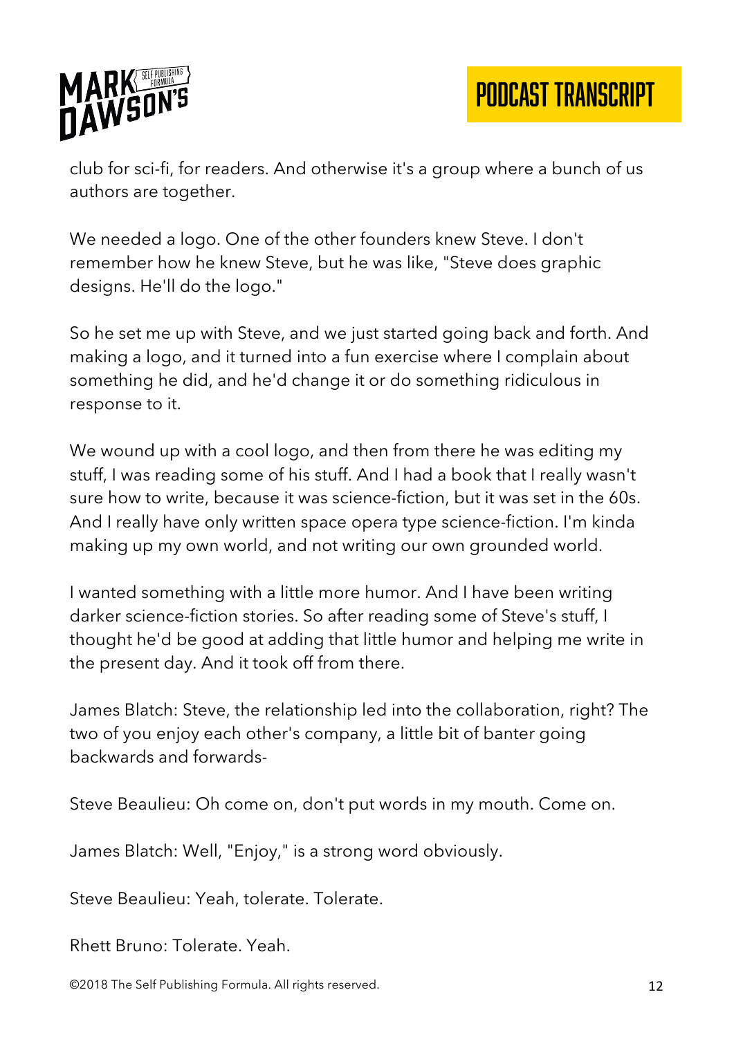club for sci-fi, for readers. And otherwise it's a group where a bunch of us authors are together.

We needed a logo. One of the other founders knew Steve. I don't remember how he knew Steve, but he was like, "Steve does graphic designs. He'll do the logo."

So he set me up with Steve, and we just started going back and forth. And making a logo, and it turned into a fun exercise where I complain about something he did, and he'd change it or do something ridiculous in response to it.

We wound up with a cool logo, and then from there he was editing my stuff, I was reading some of his stuff. And I had a book that I really wasn't sure how to write, because it was science-fiction, but it was set in the 60s. And I really have only written space opera type science-fiction. I'm kinda making up my own world, and not writing our own grounded world.

I wanted something with a little more humor. And I have been writing darker science-fiction stories. So after reading some of Steve's stuff, I thought he'd be good at adding that little humor and helping me write in the present day. And it took off from there.

James Blatch: Steve, the relationship led into the collaboration, right? The two of you enjoy each other's company, a little bit of banter going backwards and forwards-

Steve Beaulieu: Oh come on, don't put words in my mouth. Come on.

James Blatch: Well, "Enjoy," is a strong word obviously.

Steve Beaulieu: Yeah, tolerate. Tolerate.

Rhett Bruno: Tolerate. Yeah.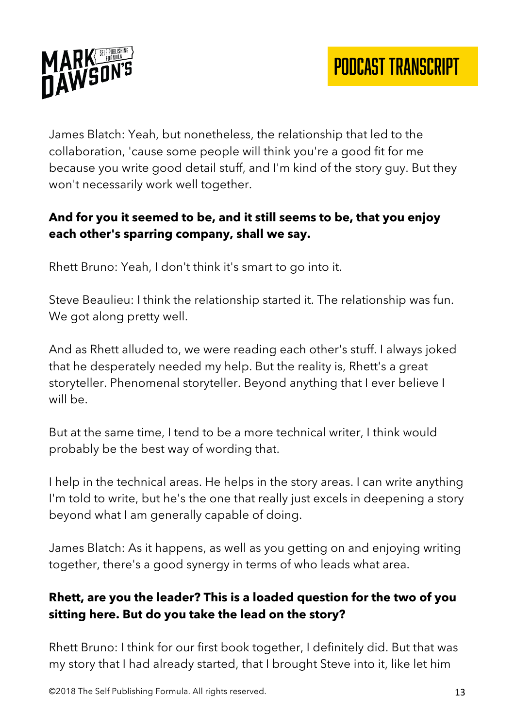James Blatch: Yeah, but nonetheless, the relationship that led to the collaboration, 'cause some people will think you're a good fit for me because you write good detail stuff, and I'm kind of the story guy. But they won't necessarily work well together.

**And for you it seemed to be, and it still seems to be, that you enjoy each other's sparring company, shall we say.**

Rhett Bruno: Yeah, I don't think it's smart to go into it.

Steve Beaulieu: I think the relationship started it. The relationship was fun. We got along pretty well.

And as Rhett alluded to, we were reading each other's stuff. I always joked that he desperately needed my help. But the reality is, Rhett's a great storyteller. Phenomenal storyteller. Beyond anything that I ever believe I will be.

But at the same time, I tend to be a more technical writer, I think would probably be the best way of wording that.

I help in the technical areas. He helps in the story areas. I can write anything I'm told to write, but he's the one that really just excels in deepening a story beyond what I am generally capable of doing.

James Blatch: As it happens, as well as you getting on and enjoying writing together, there's a good synergy in terms of who leads what area.

**Rhett, are you the leader? This is a loaded question for the two of you sitting here. But do you take the lead on the story?**

Rhett Bruno: I think for our first book together, I definitely did. But that was my story that I had already started, that I brought Steve into it, like let him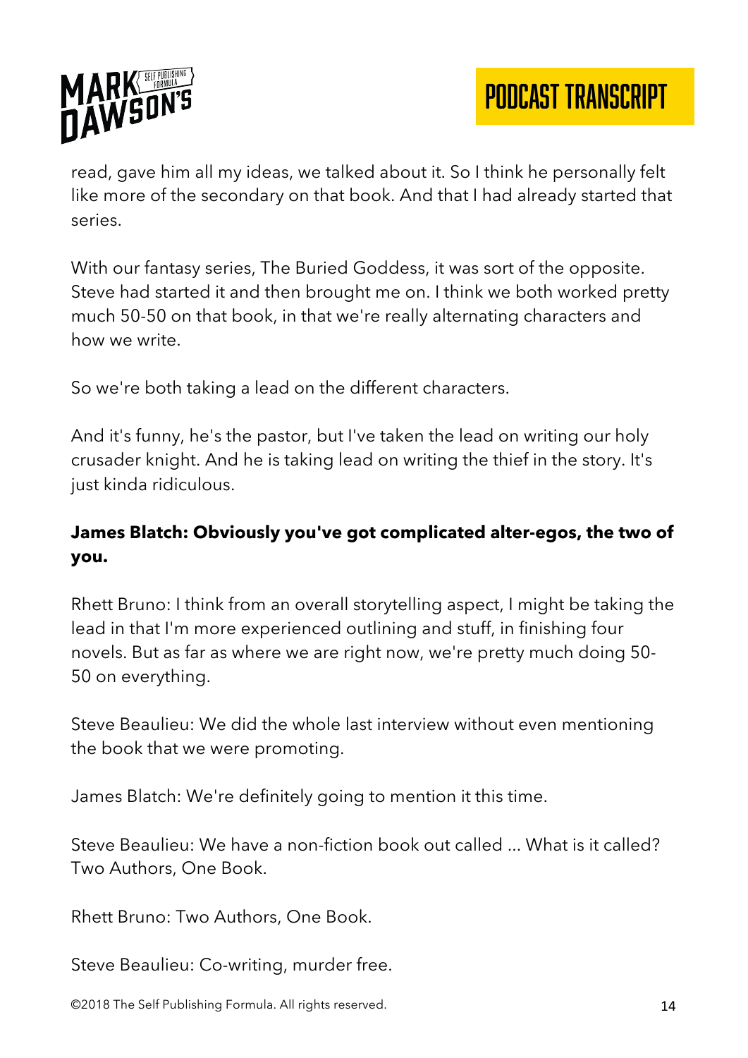read, gave him all my ideas, we talked about it. So I think he personally felt like more of the secondary on that book. And that I had already started that series.

With our fantasy series, The Buried Goddess, it was sort of the opposite. Steve had started it and then brought me on. I think we both worked pretty much 50-50 on that book, in that we're really alternating characters and how we write.

So we're both taking a lead on the different characters.

And it's funny, he's the pastor, but I've taken the lead on writing our holy crusader knight. And he is taking lead on writing the thief in the story. It's just kinda ridiculous.

**James Blatch: Obviously you've got complicated alter-egos, the two of you.**

Rhett Bruno: I think from an overall storytelling aspect, I might be taking the lead in that I'm more experienced outlining and stuff, in finishing four novels. But as far as where we are right now, we're pretty much doing 50-50 on everything.

Steve Beaulieu: We did the whole last interview without even mentioning the book that we were promoting.

James Blatch: We're definitely going to mention it this time.

Steve Beaulieu: We have a non-fiction book out called ... What is it called? Two Authors, One Book.

Rhett Bruno: Two Authors, One Book.

Steve Beaulieu: Co-writing, murder free.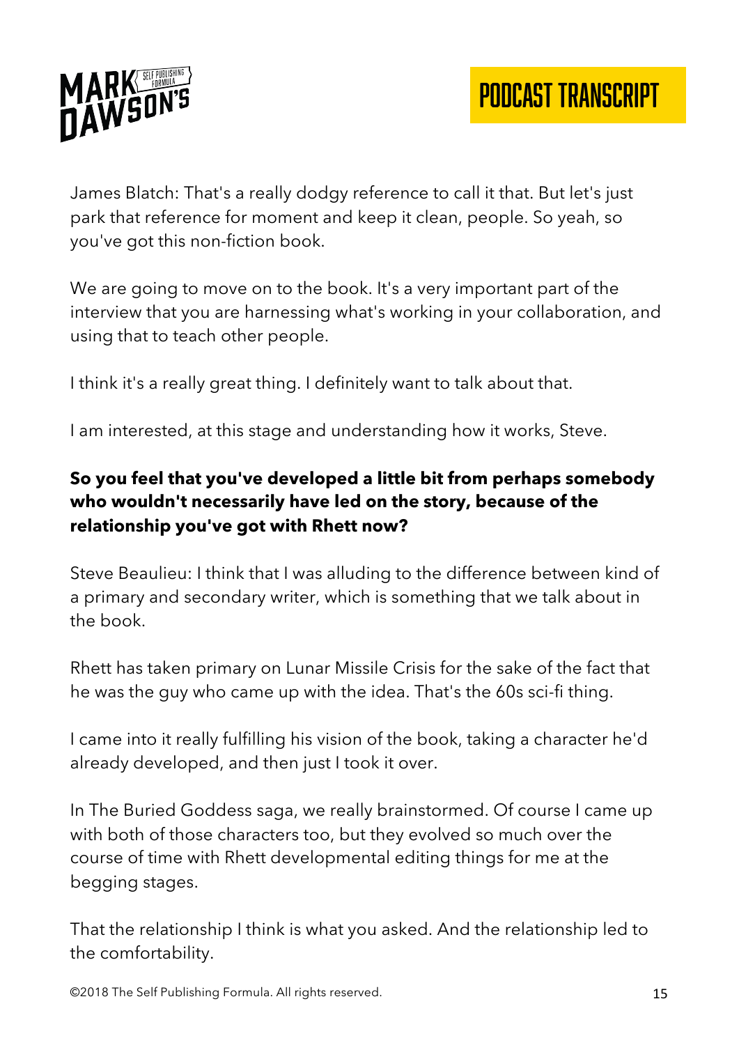James Blatch: That's a really dodgy reference to call it that. But let's just park that reference for moment and keep it clean, people. So yeah, so you've got this non-fiction book.

We are going to move on to the book. It's a very important part of the interview that you are harnessing what's working in your collaboration, and using that to teach other people.

I think it's a really great thing. I definitely want to talk about that.

I am interested, at this stage and understanding how it works, Steve.

**So you feel that you've developed a little bit from perhaps somebody who wouldn't necessarily have led on the story, because of the relationship you've got with Rhett now?**

Steve Beaulieu: I think that I was alluding to the difference between kind of a primary and secondary writer, which is something that we talk about in the book.

Rhett has taken primary on Lunar Missile Crisis for the sake of the fact that he was the guy who came up with the idea. That's the 60s sci-fi thing.

I came into it really fulfilling his vision of the book, taking a character he'd already developed, and then just I took it over.

In The Buried Goddess saga, we really brainstormed. Of course I came up with both of those characters too, but they evolved so much over the course of time with Rhett developmental editing things for me at the begging stages.

That the relationship I think is what you asked. And the relationship led to the comfortability.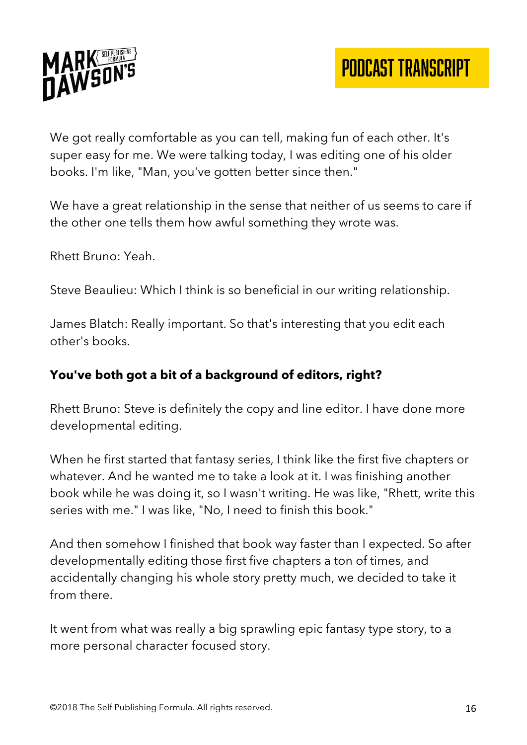We got really comfortable as you can tell, making fun of each other. It's super easy for me. We were talking today, I was editing one of his older books. I'm like, "Man, you've gotten better since then."

We have a great relationship in the sense that neither of us seems to care if the other one tells them how awful something they wrote was.

Rhett Bruno: Yeah.

Steve Beaulieu: Which I think is so beneficial in our writing relationship.

James Blatch: Really important. So that's interesting that you edit each other's books.

**You've both got a bit of a background of editors, right?**

Rhett Bruno: Steve is definitely the copy and line editor. I have done more developmental editing.

When he first started that fantasy series, I think like the first five chapters or whatever. And he wanted me to take a look at it. I was finishing another book while he was doing it, so I wasn't writing. He was like, "Rhett, write this series with me." I was like, "No, I need to finish this book."

And then somehow I finished that book way faster than I expected. So after developmentally editing those first five chapters a ton of times, and accidentally changing his whole story pretty much, we decided to take it from there.

It went from what was really a big sprawling epic fantasy type story, to a more personal character focused story.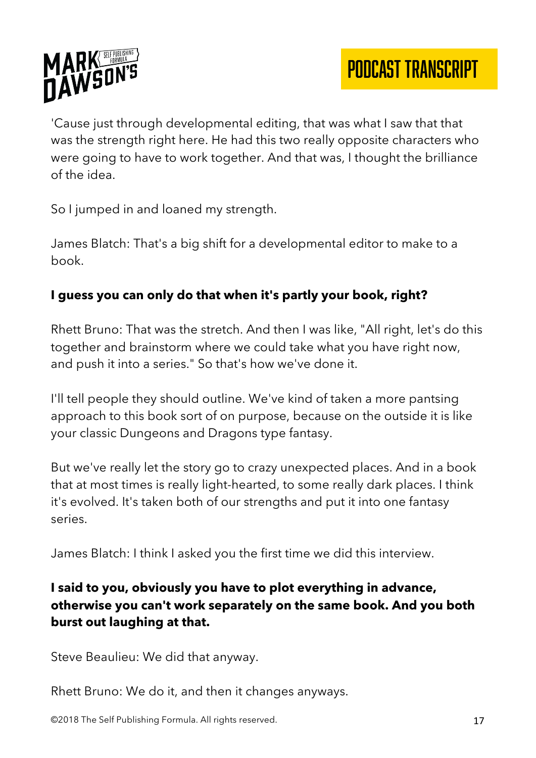'Cause just through developmental editing, that was what I saw that that was the strength right here. He had this two really opposite characters who were going to have to work together. And that was, I thought the brilliance of the idea.

So I jumped in and loaned my strength.

James Blatch: That's a big shift for a developmental editor to make to a book.

**I guess you can only do that when it's partly your book, right?**

Rhett Bruno: That was the stretch. And then I was like, "All right, let's do this together and brainstorm where we could take what you have right now, and push it into a series." So that's how we've done it.

I'll tell people they should outline. We've kind of taken a more pantsing approach to this book sort of on purpose, because on the outside it is like your classic Dungeons and Dragons type fantasy.

But we've really let the story go to crazy unexpected places. And in a book that at most times is really light-hearted, to some really dark places. I think it's evolved. It's taken both of our strengths and put it into one fantasy series.

James Blatch: I think I asked you the first time we did this interview.

**I said to you, obviously you have to plot everything in advance, otherwise you can't work separately on the same book. And you both burst out laughing at that.**

Steve Beaulieu: We did that anyway.

Rhett Bruno: We do it, and then it changes anyways.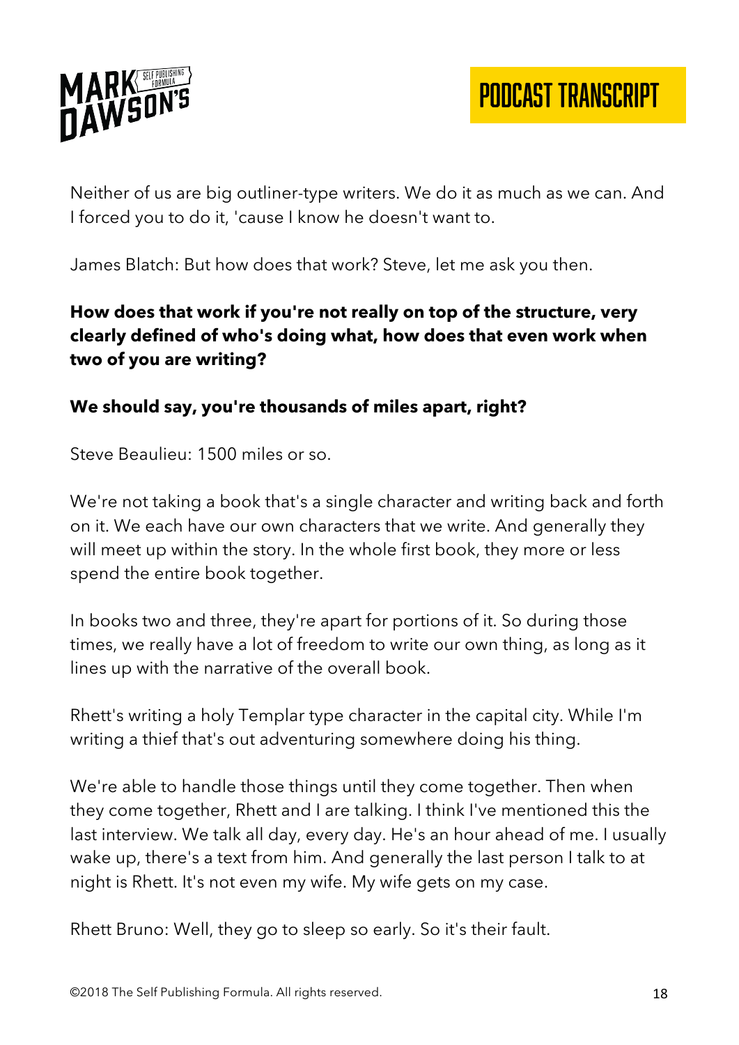Neither of us are big outliner-type writers. We do it as much as we can. And I forced you to do it, 'cause I know he doesn't want to.

James Blatch: But how does that work? Steve, let me ask you then.

**How does that work if you're not really on top of the structure, very clearly defined of who's doing what, how does that even work when two of you are writing?**

**We should say, you're thousands of miles apart, right?**

Steve Beaulieu: 1500 miles or so.

We're not taking a book that's a single character and writing back and forth on it. We each have our own characters that we write. And generally they will meet up within the story. In the whole first book, they more or less spend the entire book together.

In books two and three, they're apart for portions of it. So during those times, we really have a lot of freedom to write our own thing, as long as it lines up with the narrative of the overall book.

Rhett's writing a holy Templar type character in the capital city. While I'm writing a thief that's out adventuring somewhere doing his thing.

We're able to handle those things until they come together. Then when they come together, Rhett and I are talking. I think I've mentioned this the last interview. We talk all day, every day. He's an hour ahead of me. I usually wake up, there's a text from him. And generally the last person I talk to at night is Rhett. It's not even my wife. My wife gets on my case.

Rhett Bruno: Well, they go to sleep so early. So it's their fault.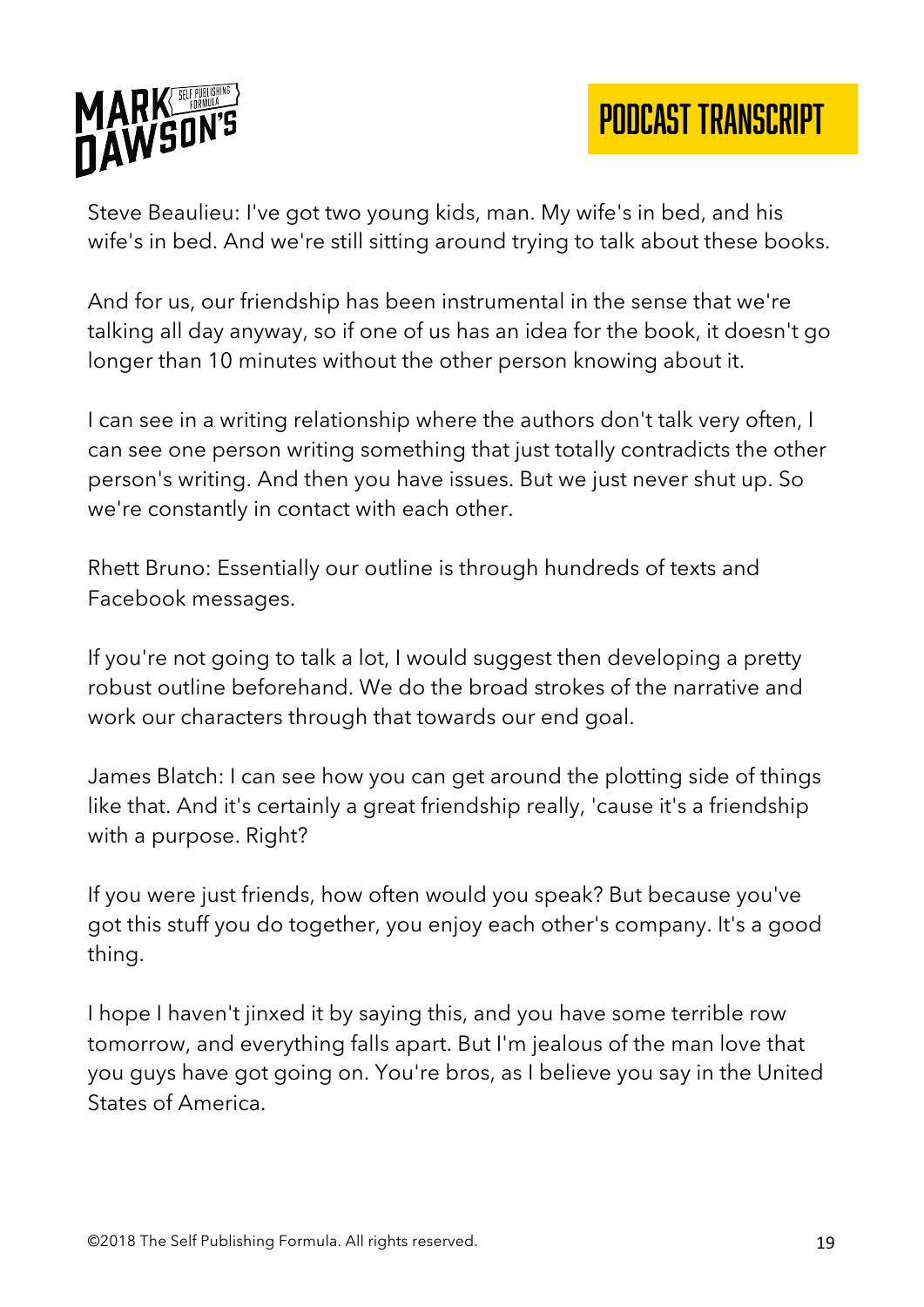Steve Beaulieu: I've got two young kids, man. My wife's in bed, and his wife's in bed. And we're still sitting around trying to talk about these books.

And for us, our friendship has been instrumental in the sense that we're talking all day anyway, so if one of us has an idea for the book, it doesn't go longer than 10 minutes without the other person knowing about it.

I can see in a writing relationship where the authors don't talk very often, I can see one person writing something that just totally contradicts the other person's writing. And then you have issues. But we just never shut up. So we're constantly in contact with each other.

Rhett Bruno: Essentially our outline is through hundreds of texts and Facebook messages.

If you're not going to talk a lot, I would suggest then developing a pretty robust outline beforehand. We do the broad strokes of the narrative and work our characters through that towards our end goal.

James Blatch: I can see how you can get around the plotting side of things like that. And it's certainly a great friendship really, 'cause it's a friendship with a purpose. Right?

If you were just friends, how often would you speak? But because you've got this stuff you do together, you enjoy each other's company. It's a good thing.

I hope I haven't jinxed it by saying this, and you have some terrible row tomorrow, and everything falls apart. But I'm jealous of the man love that you guys have got going on. You're bros, as I believe you say in the United States of America.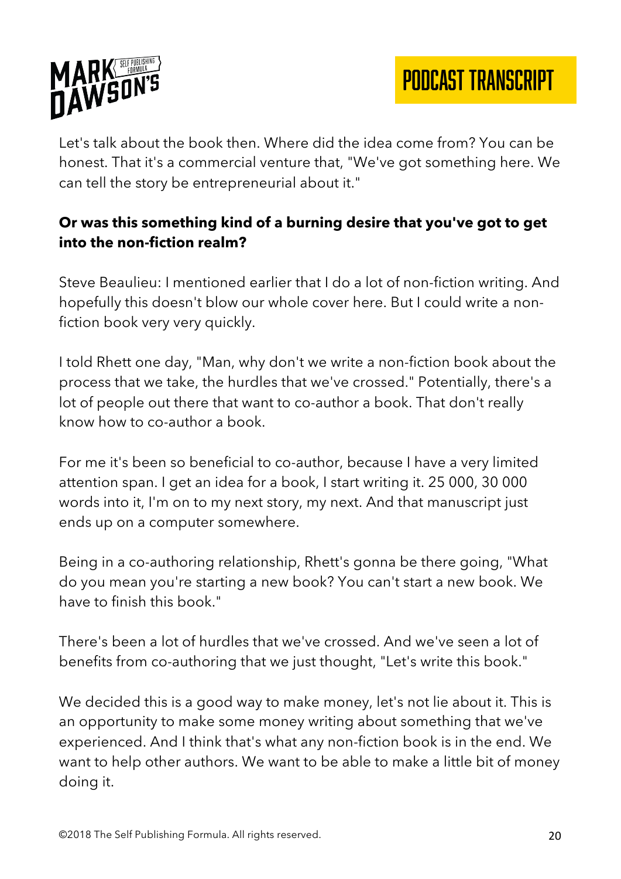Let's talk about the book then. Where did the idea come from? You can be honest. That it's a commercial venture that, "We've got something here. We can tell the story be entrepreneurial about it."

**Or was this something kind of a burning desire that you've got to get into the non-fiction realm?**

Steve Beaulieu: I mentioned earlier that I do a lot of non-fiction writing. And hopefully this doesn't blow our whole cover here. But I could write a non-fiction book very very quickly.

I told Rhett one day, "Man, why don't we write a non-fiction book about the process that we take, the hurdles that we've crossed." Potentially, there's a lot of people out there that want to co-author a book. That don't really know how to co-author a book.

For me it's been so beneficial to co-author, because I have a very limited attention span. I get an idea for a book, I start writing it. 25 000, 30 000 words into it, I'm on to my next story, my next. And that manuscript just ends up on a computer somewhere.

Being in a co-authoring relationship, Rhett's gonna be there going, "What do you mean you're starting a new book? You can't start a new book. We have to finish this book."

There's been a lot of hurdles that we've crossed. And we've seen a lot of benefits from co-authoring that we just thought, "Let's write this book."

We decided this is a good way to make money, let's not lie about it. This is an opportunity to make some money writing about something that we've experienced. And I think that's what any non-fiction book is in the end. We want to help other authors. We want to be able to make a little bit of money doing it.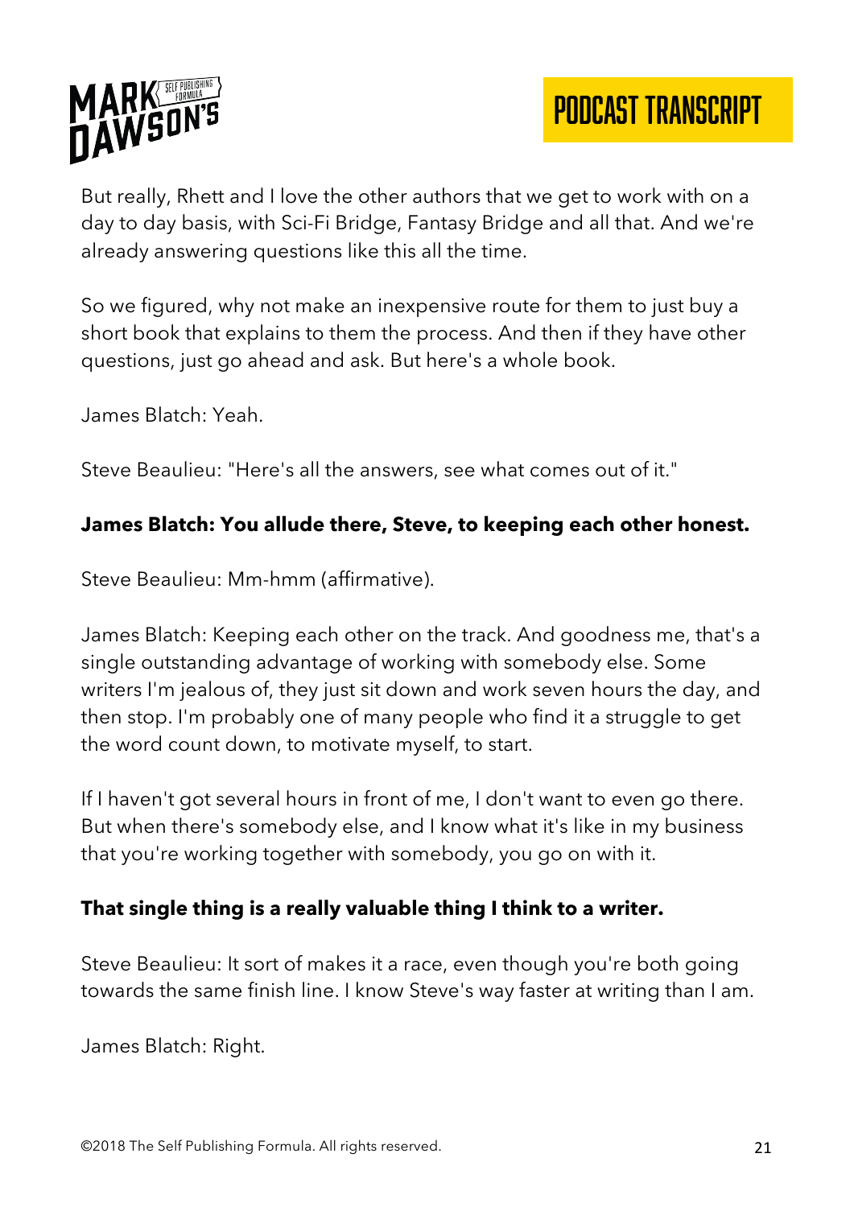But really, Rhett and I love the other authors that we get to work with on a day to day basis, with Sci-Fi Bridge, Fantasy Bridge and all that. And we're already answering questions like this all the time.

So we figured, why not make an inexpensive route for them to just buy a short book that explains to them the process. And then if they have other questions, just go ahead and ask. But here's a whole book.

James Blatch: Yeah.

Steve Beaulieu: "Here's all the answers, see what comes out of it."

**James Blatch: You allude there, Steve, to keeping each other honest.**

Steve Beaulieu: Mm-hmm (affirmative).

James Blatch: Keeping each other on the track. And goodness me, that's a single outstanding advantage of working with somebody else. Some writers I'm jealous of, they just sit down and work seven hours the day, and then stop. I'm probably one of many people who find it a struggle to get the word count down, to motivate myself, to start.

If I haven't got several hours in front of me, I don't want to even go there. But when there's somebody else, and I know what it's like in my business that you're working together with somebody, you go on with it.

**That single thing is a really valuable thing I think to a writer.**

Steve Beaulieu: It sort of makes it a race, even though you're both going towards the same finish line. I know Steve's way faster at writing than I am.

James Blatch: Right.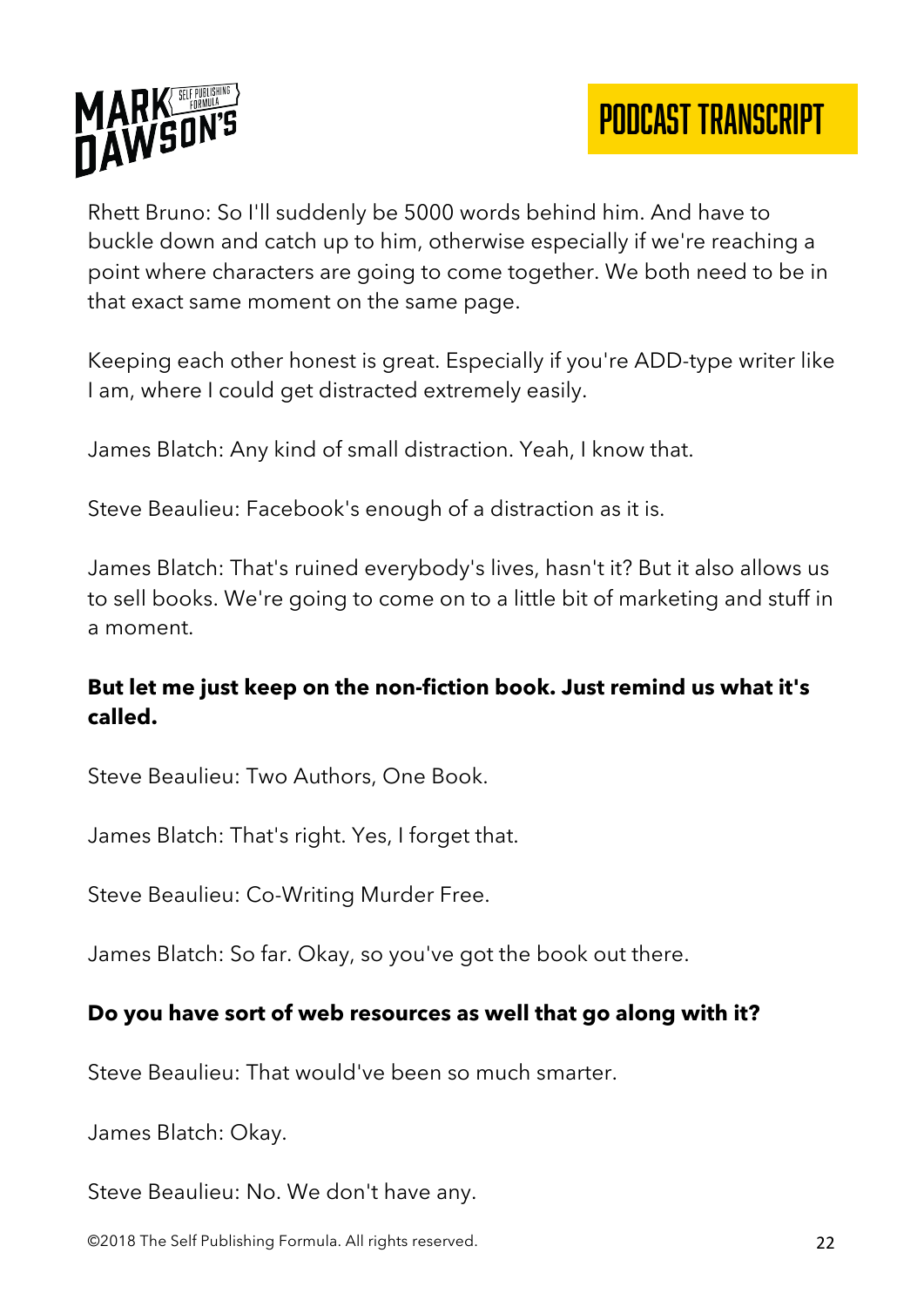Rhett Bruno: So I'll suddenly be 5000 words behind him. And have to buckle down and catch up to him, otherwise especially if we're reaching a point where characters are going to come together. We both need to be in that exact same moment on the same page.

Keeping each other honest is great. Especially if you're ADD-type writer like I am, where I could get distracted extremely easily.

James Blatch: Any kind of small distraction. Yeah, I know that.

Steve Beaulieu: Facebook's enough of a distraction as it is.

James Blatch: That's ruined everybody's lives, hasn't it? But it also allows us to sell books. We're going to come on to a little bit of marketing and stuff in a moment.

**But let me just keep on the non-fiction book. Just remind us what it's called.**

Steve Beaulieu: Two Authors, One Book.

James Blatch: That's right. Yes, I forget that.

Steve Beaulieu: Co-Writing Murder Free.

James Blatch: So far. Okay, so you've got the book out there.

**Do you have sort of web resources as well that go along with it?**

Steve Beaulieu: That would've been so much smarter.

James Blatch: Okay.

Steve Beaulieu: No. We don't have any.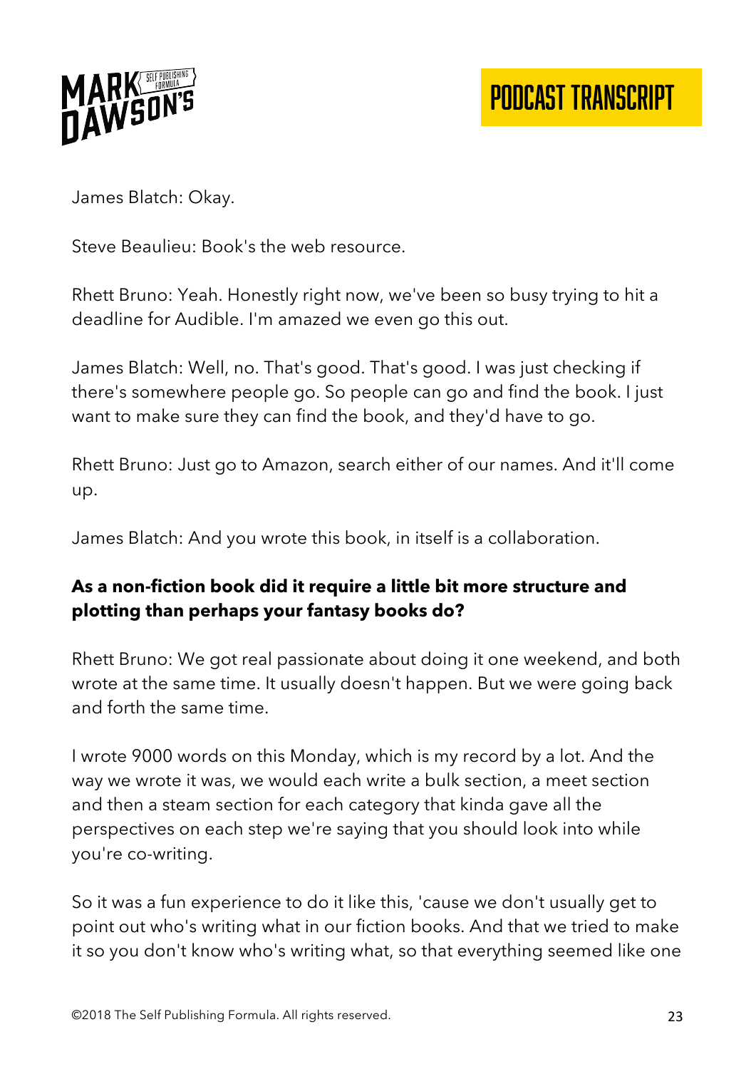James Blatch: Okay.

Steve Beaulieu: Book's the web resource.

Rhett Bruno: Yeah. Honestly right now, we've been so busy trying to hit a deadline for Audible. I'm amazed we even go this out.

James Blatch: Well, no. That's good. That's good. I was just checking if there's somewhere people go. So people can go and find the book. I just want to make sure they can find the book, and they'd have to go.

Rhett Bruno: Just go to Amazon, search either of our names. And it'll come up.

James Blatch: And you wrote this book, in itself is a collaboration.

**As a non-fiction book did it require a little bit more structure and plotting than perhaps your fantasy books do?**

Rhett Bruno: We got real passionate about doing it one weekend, and both wrote at the same time. It usually doesn't happen. But we were going back and forth the same time.

I wrote 9000 words on this Monday, which is my record by a lot. And the way we wrote it was, we would each write a bulk section, a meet section and then a steam section for each category that kinda gave all the perspectives on each step we're saying that you should look into while you're co-writing.

So it was a fun experience to do it like this, 'cause we don't usually get to point out who's writing what in our fiction books. And that we tried to make it so you don't know who's writing what, so that everything seemed like one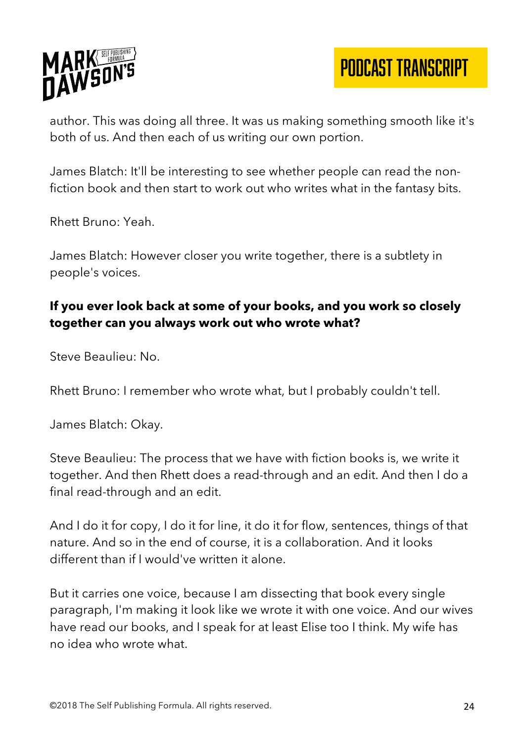author. This was doing all three. It was us making something smooth like it's both of us. And then each of us writing our own portion.

James Blatch: It'll be interesting to see whether people can read the non-fiction book and then start to work out who writes what in the fantasy bits.

Rhett Bruno: Yeah.

James Blatch: However closer you write together, there is a subtlety in people's voices.

**If you ever look back at some of your books, and you work so closely together can you always work out who wrote what?**

Steve Beaulieu: No.

Rhett Bruno: I remember who wrote what, but I probably couldn't tell.

James Blatch: Okay.

Steve Beaulieu: The process that we have with fiction books is, we write it together. And then Rhett does a read-through and an edit. And then I do a final read-through and an edit.

And I do it for copy, I do it for line, it do it for flow, sentences, things of that nature. And so in the end of course, it is a collaboration. And it looks different than if I would've written it alone.

But it carries one voice, because I am dissecting that book every single paragraph, I'm making it look like we wrote it with one voice. And our wives have read our books, and I speak for at least Elise too I think. My wife has no idea who wrote what.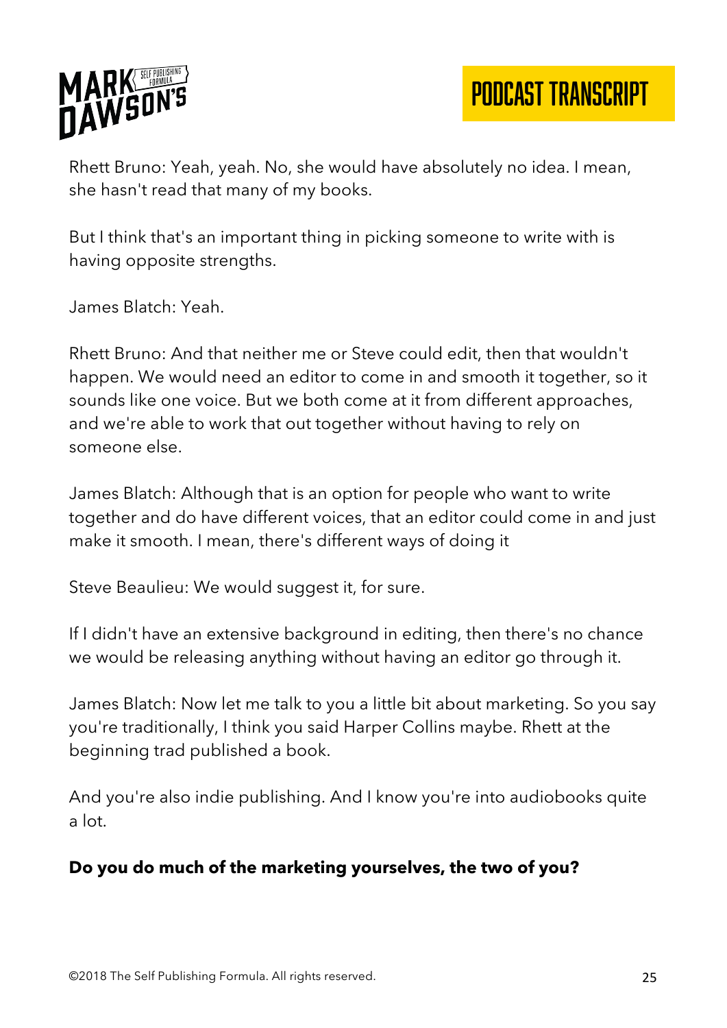Rhett Bruno: Yeah, yeah. No, she would have absolutely no idea. I mean, she hasn't read that many of my books.

But I think that's an important thing in picking someone to write with is having opposite strengths.

James Blatch: Yeah.

Rhett Bruno: And that neither me or Steve could edit, then that wouldn't happen. We would need an editor to come in and smooth it together, so it sounds like one voice. But we both come at it from different approaches, and we're able to work that out together without having to rely on someone else.

James Blatch: Although that is an option for people who want to write together and do have different voices, that an editor could come in and just make it smooth. I mean, there's different ways of doing it

Steve Beaulieu: We would suggest it, for sure.

If I didn't have an extensive background in editing, then there's no chance we would be releasing anything without having an editor go through it.

James Blatch: Now let me talk to you a little bit about marketing. So you say you're traditionally, I think you said Harper Collins maybe. Rhett at the beginning trad published a book.

And you're also indie publishing. And I know you're into audiobooks quite a lot.

**Do you do much of the marketing yourselves, the two of you?**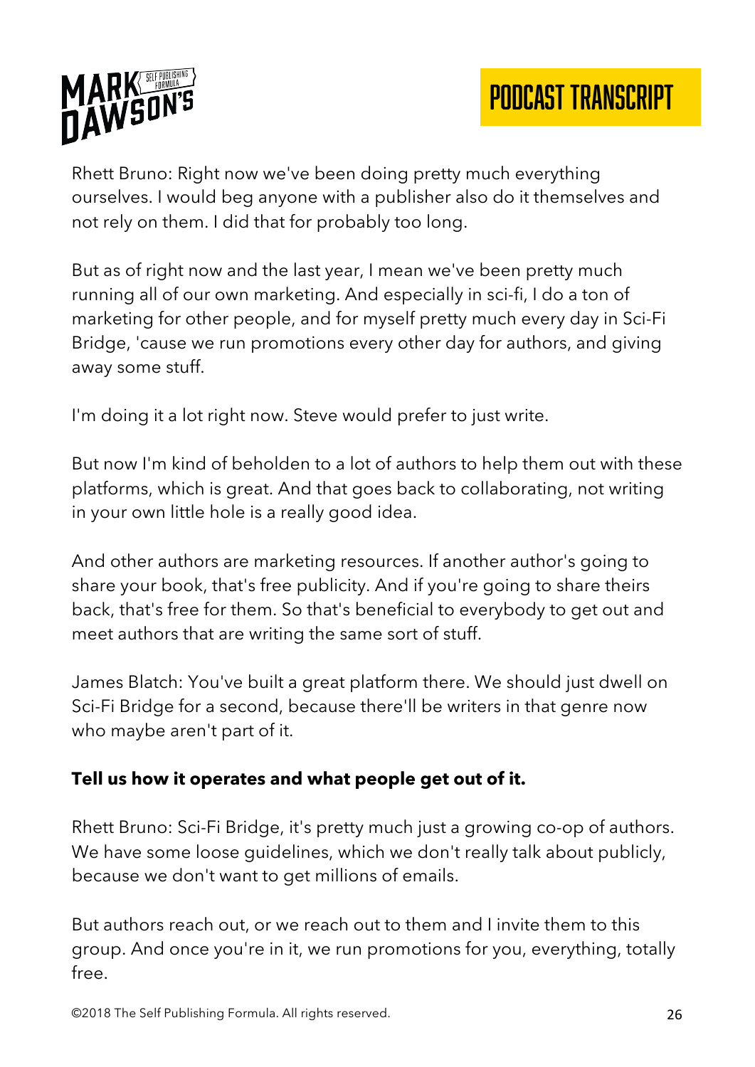Rhett Bruno: Right now we've been doing pretty much everything ourselves. I would beg anyone with a publisher also do it themselves and not rely on them. I did that for probably too long.

But as of right now and the last year, I mean we've been pretty much running all of our own marketing. And especially in sci-fi, I do a ton of marketing for other people, and for myself pretty much every day in Sci-Fi Bridge, 'cause we run promotions every other day for authors, and giving away some stuff.

I'm doing it a lot right now. Steve would prefer to just write.

But now I'm kind of beholden to a lot of authors to help them out with these platforms, which is great. And that goes back to collaborating, not writing in your own little hole is a really good idea.

And other authors are marketing resources. If another author's going to share your book, that's free publicity. And if you're going to share theirs back, that's free for them. So that's beneficial to everybody to get out and meet authors that are writing the same sort of stuff.

James Blatch: You've built a great platform there. We should just dwell on Sci-Fi Bridge for a second, because there'll be writers in that genre now who maybe aren't part of it.

**Tell us how it operates and what people get out of it.**

Rhett Bruno: Sci-Fi Bridge, it's pretty much just a growing co-op of authors. We have some loose guidelines, which we don't really talk about publicly, because we don't want to get millions of emails.

But authors reach out, or we reach out to them and I invite them to this group. And once you're in it, we run promotions for you, everything, totally free.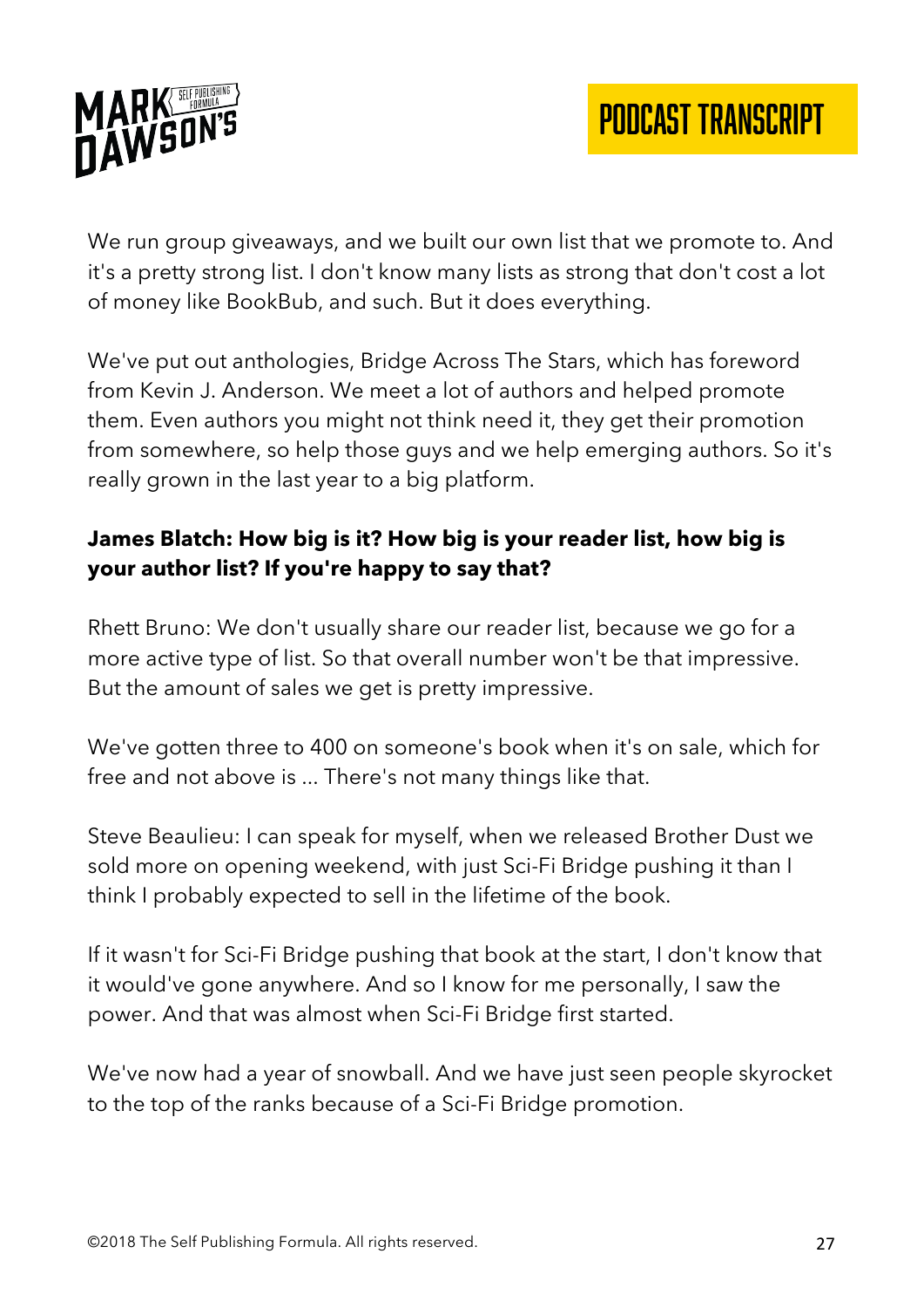We run group giveaways, and we built our own list that we promote to. And it's a pretty strong list. I don't know many lists as strong that don't cost a lot of money like BookBub, and such. But it does everything.

We've put out anthologies, Bridge Across The Stars, which has foreword from Kevin J. Anderson. We meet a lot of authors and helped promote them. Even authors you might not think need it, they get their promotion from somewhere, so help those guys and we help emerging authors. So it's really grown in the last year to a big platform.

**James Blatch: How big is it? How big is your reader list, how big is your author list? If you're happy to say that?**

Rhett Bruno: We don't usually share our reader list, because we go for a more active type of list. So that overall number won't be that impressive. But the amount of sales we get is pretty impressive.

We've gotten three to 400 on someone's book when it's on sale, which for free and not above is ... There's not many things like that.

Steve Beaulieu: I can speak for myself, when we released Brother Dust we sold more on opening weekend, with just Sci-Fi Bridge pushing it than I think I probably expected to sell in the lifetime of the book.

If it wasn't for Sci-Fi Bridge pushing that book at the start, I don't know that it would've gone anywhere. And so I know for me personally, I saw the power. And that was almost when Sci-Fi Bridge first started.

We've now had a year of snowball. And we have just seen people skyrocket to the top of the ranks because of a Sci-Fi Bridge promotion.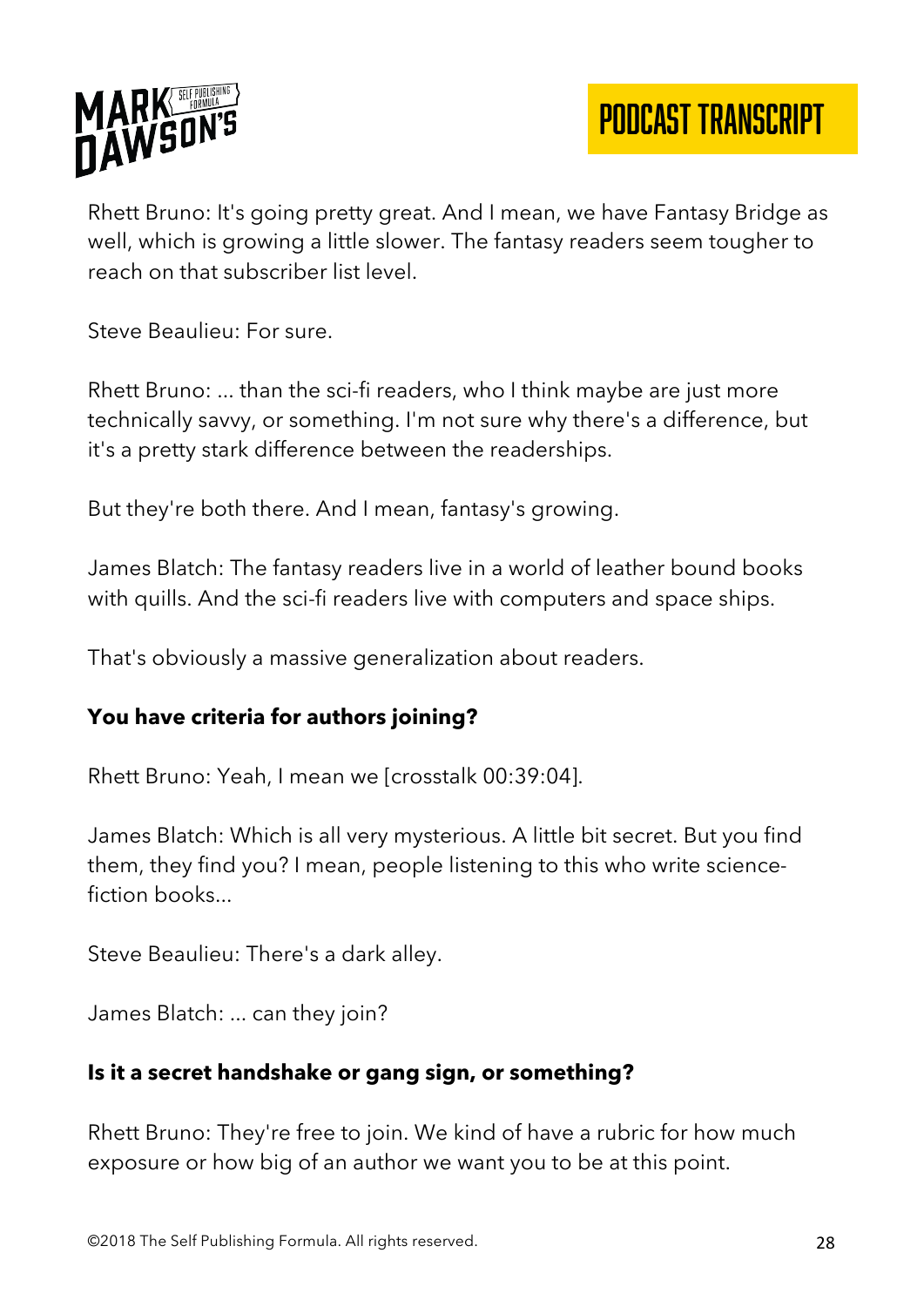Rhett Bruno: It's going pretty great. And I mean, we have Fantasy Bridge as well, which is growing a little slower. The fantasy readers seem tougher to reach on that subscriber list level.

Steve Beaulieu: For sure.

Rhett Bruno: ... than the sci-fi readers, who I think maybe are just more technically savvy, or something. I'm not sure why there's a difference, but it's a pretty stark difference between the readerships.

But they're both there. And I mean, fantasy's growing.

James Blatch: The fantasy readers live in a world of leather bound books with quills. And the sci-fi readers live with computers and space ships.

That's obviously a massive generalization about readers.

**You have criteria for authors joining?**

Rhett Bruno: Yeah, I mean we [crosstalk 00:39:04].

James Blatch: Which is all very mysterious. A little bit secret. But you find them, they find you? I mean, people listening to this who write science-fiction books...

Steve Beaulieu: There's a dark alley.

James Blatch: ... can they join?

**Is it a secret handshake or gang sign, or something?**

Rhett Bruno: They're free to join. We kind of have a rubric for how much exposure or how big of an author we want you to be at this point.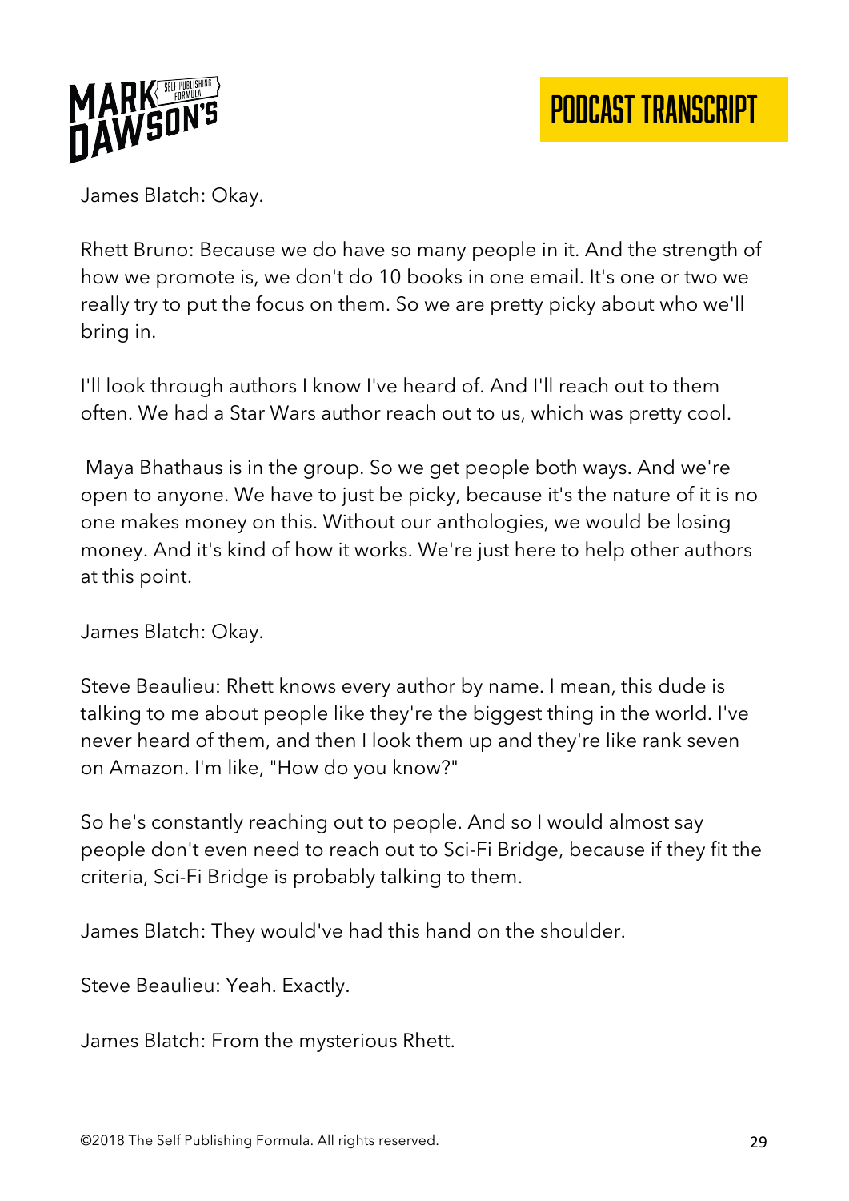James Blatch: Okay.

Rhett Bruno: Because we do have so many people in it. And the strength of how we promote is, we don't do 10 books in one email. It's one or two we really try to put the focus on them. So we are pretty picky about who we'll bring in.

I'll look through authors I know I've heard of. And I'll reach out to them often. We had a Star Wars author reach out to us, which was pretty cool.

Maya Bhathaus is in the group. So we get people both ways. And we're open to anyone. We have to just be picky, because it's the nature of it is no one makes money on this. Without our anthologies, we would be losing money. And it's kind of how it works. We're just here to help other authors at this point.

James Blatch: Okay.

Steve Beaulieu: Rhett knows every author by name. I mean, this dude is talking to me about people like they're the biggest thing in the world. I've never heard of them, and then I look them up and they're like rank seven on Amazon. I'm like, "How do you know?"

So he's constantly reaching out to people. And so I would almost say people don't even need to reach out to Sci-Fi Bridge, because if they fit the criteria, Sci-Fi Bridge is probably talking to them.

James Blatch: They would've had this hand on the shoulder.

Steve Beaulieu: Yeah. Exactly.

James Blatch: From the mysterious Rhett.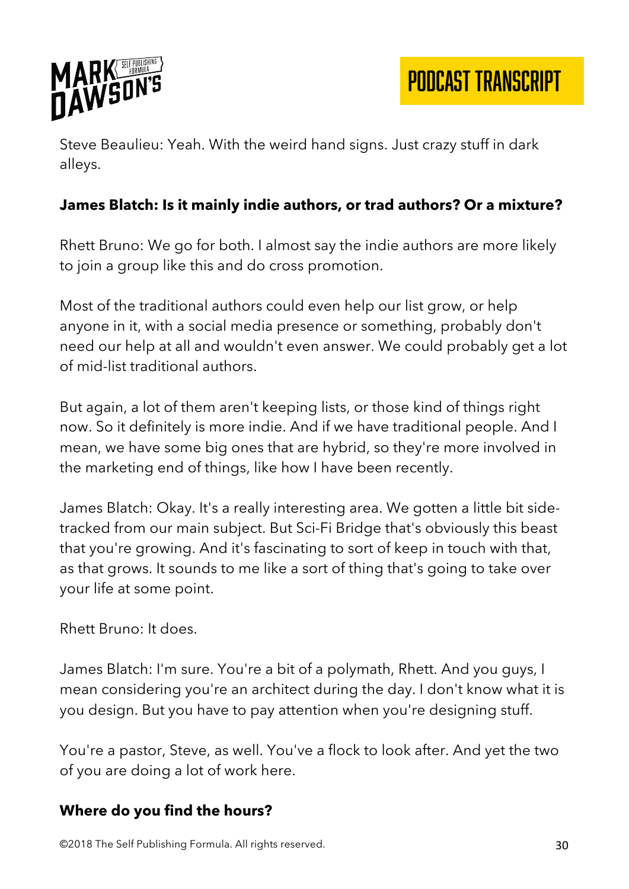Steve Beaulieu: Yeah. With the weird hand signs. Just crazy stuff in dark alleys.

**James Blatch: Is it mainly indie authors, or trad authors? Or a mixture?**

Rhett Bruno: We go for both. I almost say the indie authors are more likely to join a group like this and do cross promotion.

Most of the traditional authors could even help our list grow, or help anyone in it, with a social media presence or something, probably don't need our help at all and wouldn't even answer. We could probably get a lot of mid-list traditional authors.

But again, a lot of them aren't keeping lists, or those kind of things right now. So it definitely is more indie. And if we have traditional people. And I mean, we have some big ones that are hybrid, so they're more involved in the marketing end of things, like how I have been recently.

James Blatch: Okay. It's a really interesting area. We gotten a little bit side-tracked from our main subject. But Sci-Fi Bridge that's obviously this beast that you're growing. And it's fascinating to sort of keep in touch with that, as that grows. It sounds to me like a sort of thing that's going to take over your life at some point.

Rhett Bruno: It does.

James Blatch: I'm sure. You're a bit of a polymath, Rhett. And you guys, I mean considering you're an architect during the day. I don't know what it is you design. But you have to pay attention when you're designing stuff.

You're a pastor, Steve, as well. You've a flock to look after. And yet the two of you are doing a lot of work here.

**Where do you find the hours?**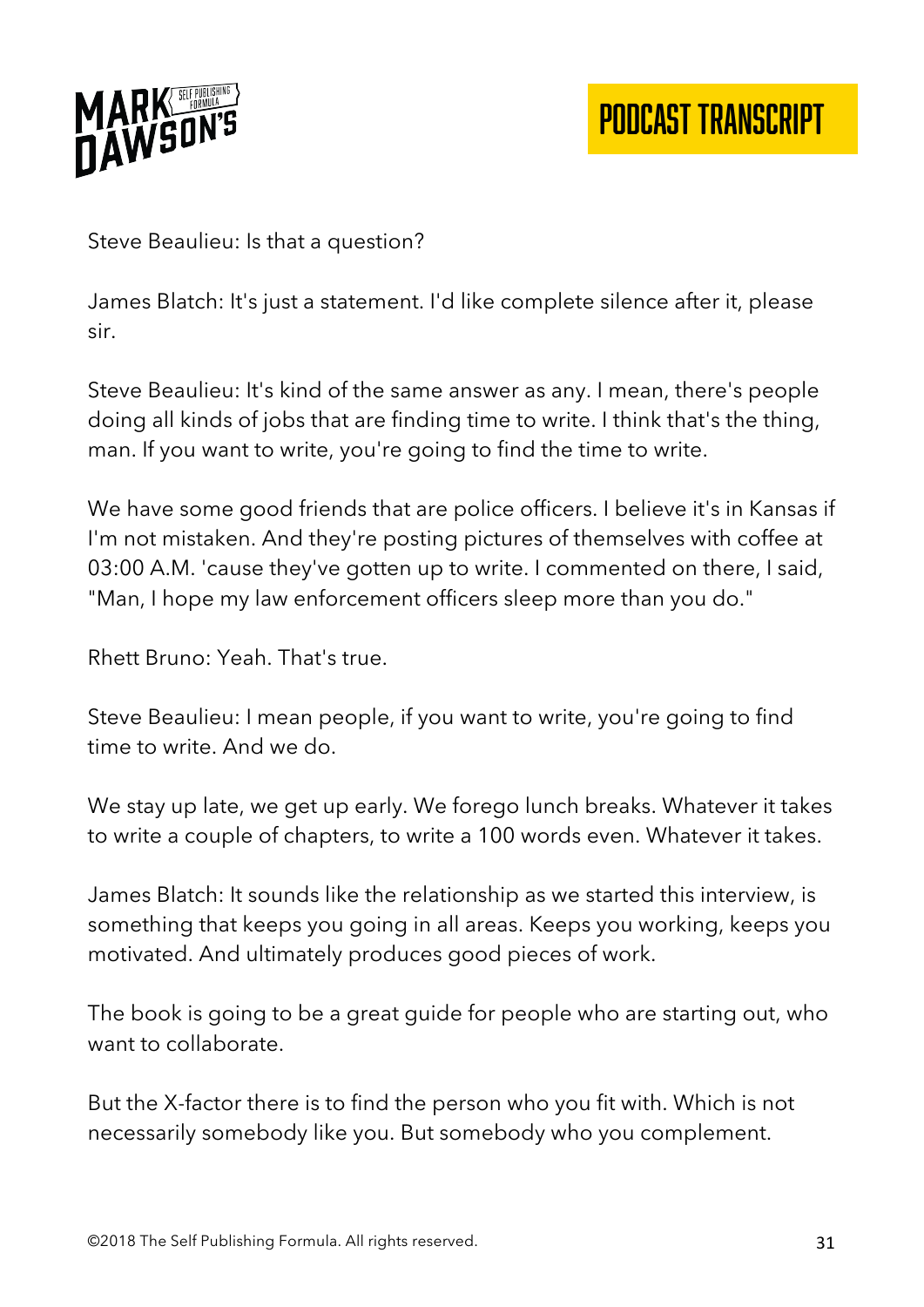Steve Beaulieu: Is that a question?

James Blatch: It's just a statement. I'd like complete silence after it, please sir.

Steve Beaulieu: It's kind of the same answer as any. I mean, there's people doing all kinds of jobs that are finding time to write. I think that's the thing, man. If you want to write, you're going to find the time to write.

We have some good friends that are police officers. I believe it's in Kansas if I'm not mistaken. And they're posting pictures of themselves with coffee at 03:00 A.M. 'cause they've gotten up to write. I commented on there, I said, "Man, I hope my law enforcement officers sleep more than you do."

Rhett Bruno: Yeah. That's true.

Steve Beaulieu: I mean people, if you want to write, you're going to find time to write. And we do.

We stay up late, we get up early. We forego lunch breaks. Whatever it takes to write a couple of chapters, to write a 100 words even. Whatever it takes.

James Blatch: It sounds like the relationship as we started this interview, is something that keeps you going in all areas. Keeps you working, keeps you motivated. And ultimately produces good pieces of work.

The book is going to be a great guide for people who are starting out, who want to collaborate.

But the X-factor there is to find the person who you fit with. Which is not necessarily somebody like you. But somebody who you complement.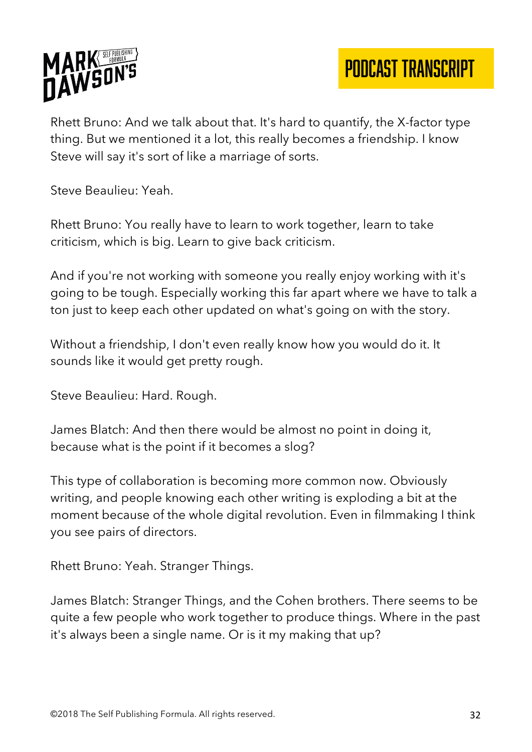Rhett Bruno: And we talk about that. It's hard to quantify, the X-factor type thing. But we mentioned it a lot, this really becomes a friendship. I know Steve will say it's sort of like a marriage of sorts.

Steve Beaulieu: Yeah.

Rhett Bruno: You really have to learn to work together, learn to take criticism, which is big. Learn to give back criticism.

And if you're not working with someone you really enjoy working with it's going to be tough. Especially working this far apart where we have to talk a ton just to keep each other updated on what's going on with the story.

Without a friendship, I don't even really know how you would do it. It sounds like it would get pretty rough.

Steve Beaulieu: Hard. Rough.

James Blatch: And then there would be almost no point in doing it, because what is the point if it becomes a slog?

This type of collaboration is becoming more common now. Obviously writing, and people knowing each other writing is exploding a bit at the moment because of the whole digital revolution. Even in filmmaking I think you see pairs of directors.

Rhett Bruno: Yeah. Stranger Things.

James Blatch: Stranger Things, and the Cohen brothers. There seems to be quite a few people who work together to produce things. Where in the past it's always been a single name. Or is it my making that up?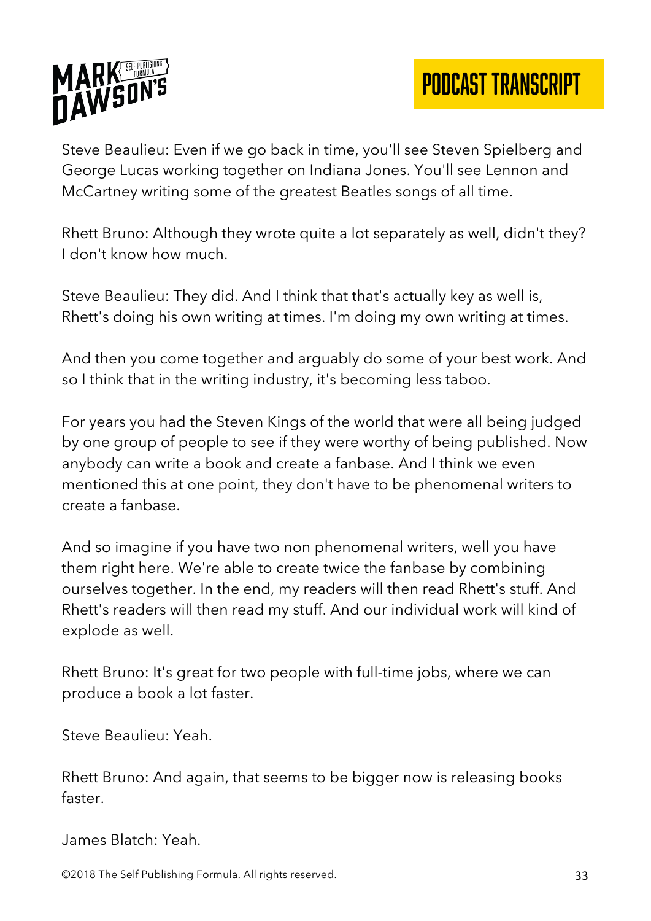Steve Beaulieu: Even if we go back in time, you'll see Steven Spielberg and George Lucas working together on Indiana Jones. You'll see Lennon and McCartney writing some of the greatest Beatles songs of all time.

Rhett Bruno: Although they wrote quite a lot separately as well, didn't they? I don't know how much.

Steve Beaulieu: They did. And I think that that's actually key as well is, Rhett's doing his own writing at times. I'm doing my own writing at times.

And then you come together and arguably do some of your best work. And so I think that in the writing industry, it's becoming less taboo.

For years you had the Steven Kings of the world that were all being judged by one group of people to see if they were worthy of being published. Now anybody can write a book and create a fanbase. And I think we even mentioned this at one point, they don't have to be phenomenal writers to create a fanbase.

And so imagine if you have two non phenomenal writers, well you have them right here. We're able to create twice the fanbase by combining ourselves together. In the end, my readers will then read Rhett's stuff. And Rhett's readers will then read my stuff. And our individual work will kind of explode as well.

Rhett Bruno: It's great for two people with full-time jobs, where we can produce a book a lot faster.

Steve Beaulieu: Yeah.

Rhett Bruno: And again, that seems to be bigger now is releasing books faster.

James Blatch: Yeah.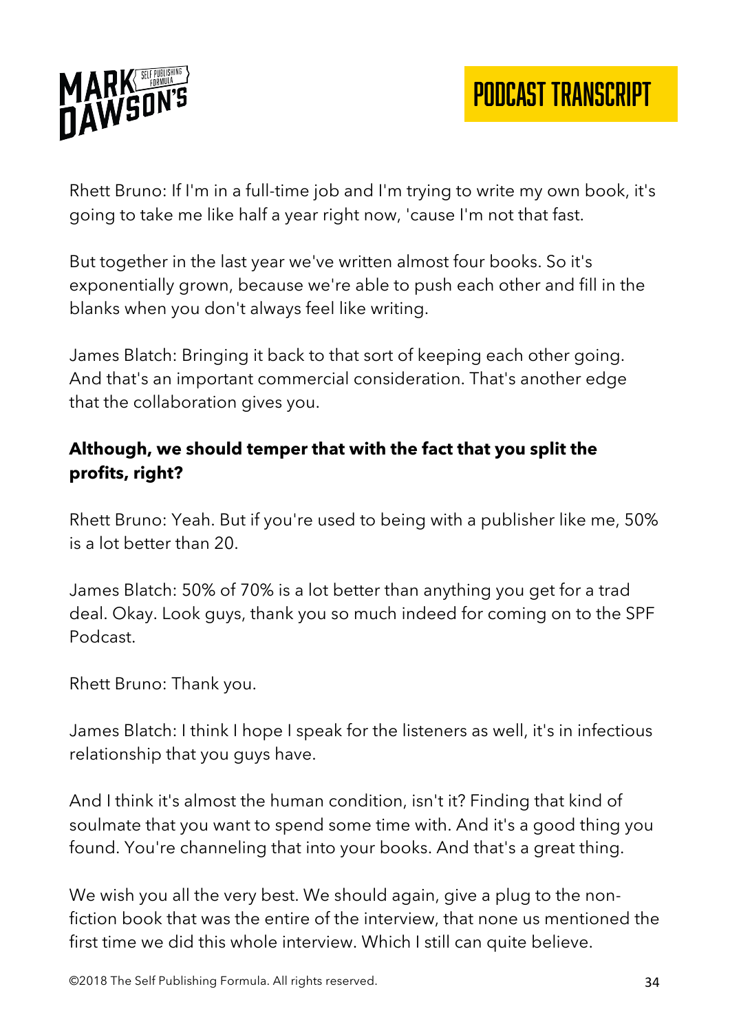Rhett Bruno: If I'm in a full-time job and I'm trying to write my own book, it's going to take me like half a year right now, 'cause I'm not that fast.

But together in the last year we've written almost four books. So it's exponentially grown, because we're able to push each other and fill in the blanks when you don't always feel like writing.

James Blatch: Bringing it back to that sort of keeping each other going. And that's an important commercial consideration. That's another edge that the collaboration gives you.

**Although, we should temper that with the fact that you split the profits, right?**

Rhett Bruno: Yeah. But if you're used to being with a publisher like me, 50% is a lot better than 20.

James Blatch: 50% of 70% is a lot better than anything you get for a trad deal. Okay. Look guys, thank you so much indeed for coming on to the SPF Podcast.

Rhett Bruno: Thank you.

James Blatch: I think I hope I speak for the listeners as well, it's in infectious relationship that you guys have.

And I think it's almost the human condition, isn't it? Finding that kind of soulmate that you want to spend some time with. And it's a good thing you found. You're channeling that into your books. And that's a great thing.

We wish you all the very best. We should again, give a plug to the non-fiction book that was the entire of the interview, that none us mentioned the first time we did this whole interview. Which I still can quite believe.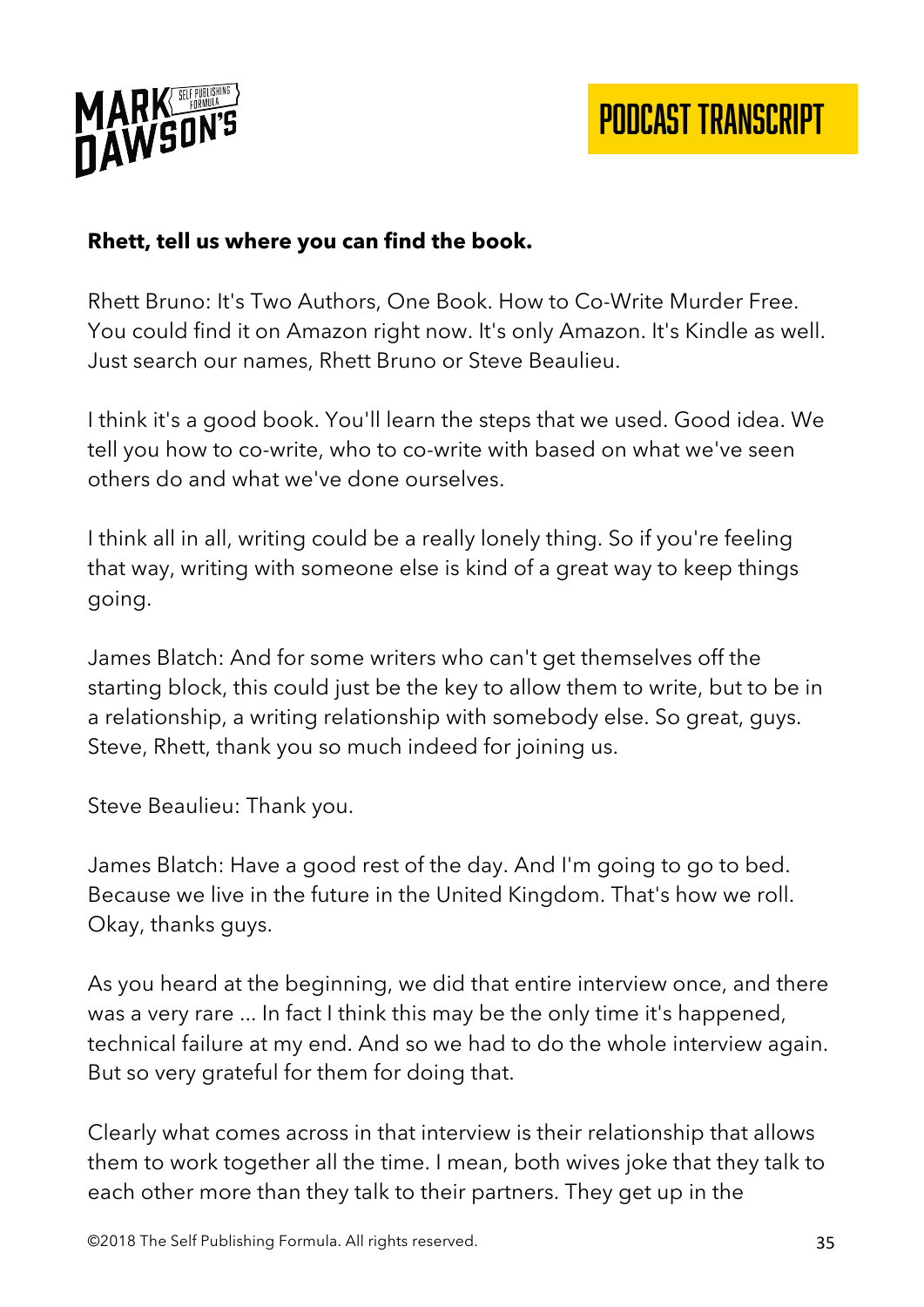**Rhett, tell us where you can find the book.**

Rhett Bruno: It's Two Authors, One Book. How to Co-Write Murder Free. You could find it on Amazon right now. It's only Amazon. It's Kindle as well. Just search our names, Rhett Bruno or Steve Beaulieu.

I think it's a good book. You'll learn the steps that we used. Good idea. We tell you how to co-write, who to co-write with based on what we've seen others do and what we've done ourselves.

I think all in all, writing could be a really lonely thing. So if you're feeling that way, writing with someone else is kind of a great way to keep things going.

James Blatch: And for some writers who can't get themselves off the starting block, this could just be the key to allow them to write, but to be in a relationship, a writing relationship with somebody else. So great, guys. Steve, Rhett, thank you so much indeed for joining us.

Steve Beaulieu: Thank you.

James Blatch: Have a good rest of the day. And I'm going to go to bed. Because we live in the future in the United Kingdom. That's how we roll. Okay, thanks guys.

As you heard at the beginning, we did that entire interview once, and there was a very rare ... In fact I think this may be the only time it's happened, technical failure at my end. And so we had to do the whole interview again. But so very grateful for them for doing that.

Clearly what comes across in that interview is their relationship that allows them to work together all the time. I mean, both wives joke that they talk to each other more than they talk to their partners. They get up in the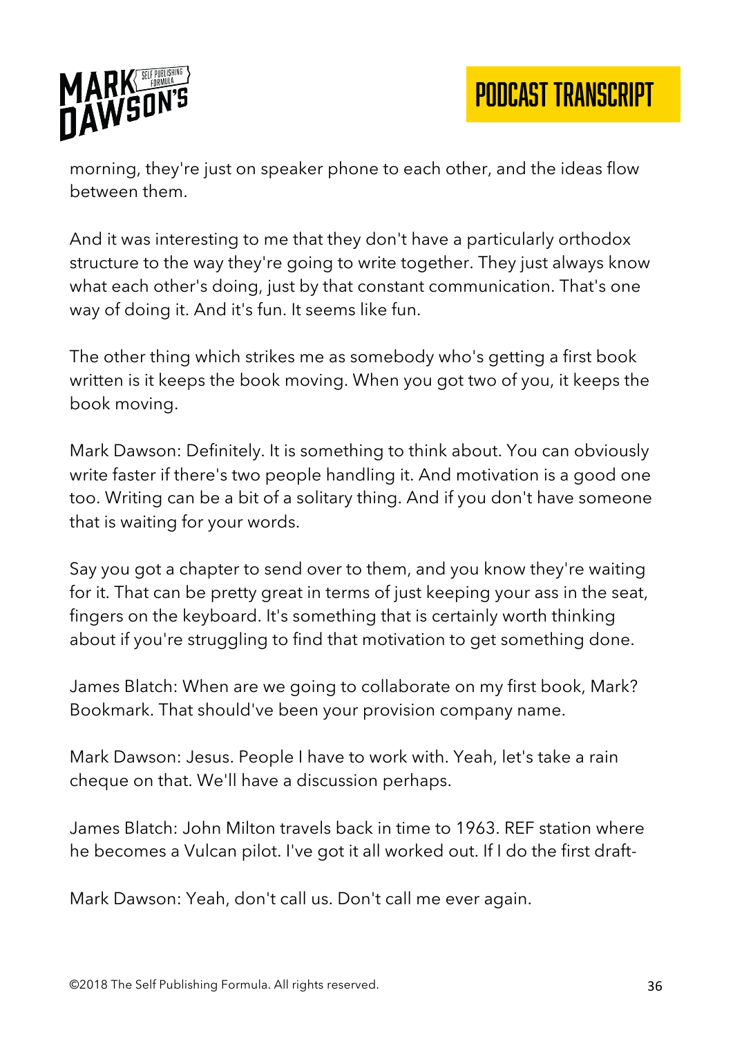morning, they're just on speaker phone to each other, and the ideas flow between them.

And it was interesting to me that they don't have a particularly orthodox structure to the way they're going to write together. They just always know what each other's doing, just by that constant communication. That's one way of doing it. And it's fun. It seems like fun.

The other thing which strikes me as somebody who's getting a first book written is it keeps the book moving. When you got two of you, it keeps the book moving.

Mark Dawson: Definitely. It is something to think about. You can obviously write faster if there's two people handling it. And motivation is a good one too. Writing can be a bit of a solitary thing. And if you don't have someone that is waiting for your words.

Say you got a chapter to send over to them, and you know they're waiting for it. That can be pretty great in terms of just keeping your ass in the seat, fingers on the keyboard. It's something that is certainly worth thinking about if you're struggling to find that motivation to get something done.

James Blatch: When are we going to collaborate on my first book, Mark? Bookmark. That should've been your provision company name.

Mark Dawson: Jesus. People I have to work with. Yeah, let's take a rain cheque on that. We'll have a discussion perhaps.

James Blatch: John Milton travels back in time to 1963. REF station where he becomes a Vulcan pilot. I've got it all worked out. If I do the first draft-

Mark Dawson: Yeah, don't call us. Don't call me ever again.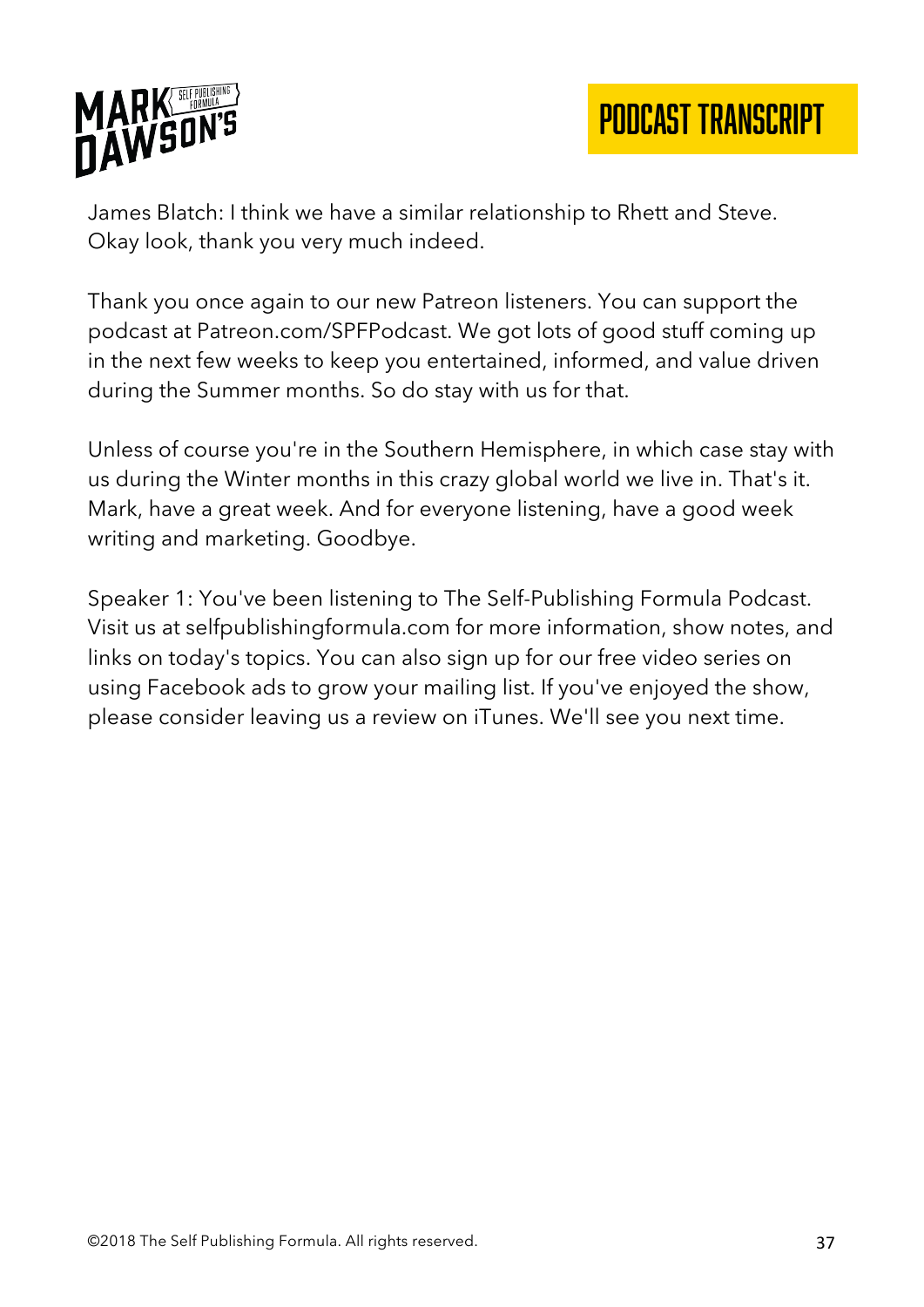James Blatch: I think we have a similar relationship to Rhett and Steve. Okay look, thank you very much indeed.

Thank you once again to our new Patreon listeners. You can support the podcast at Patreon.com/SPFPodcast. We got lots of good stuff coming up in the next few weeks to keep you entertained, informed, and value driven during the Summer months. So do stay with us for that.

Unless of course you're in the Southern Hemisphere, in which case stay with us during the Winter months in this crazy global world we live in. That's it. Mark, have a great week. And for everyone listening, have a good week writing and marketing. Goodbye.

Speaker 1: You've been listening to The Self-Publishing Formula Podcast. Visit us at selfpublishingformula.com for more information, show notes, and links on today's topics. You can also sign up for our free video series on using Facebook ads to grow your mailing list. If you've enjoyed the show, please consider leaving us a review on iTunes. We'll see you next time.